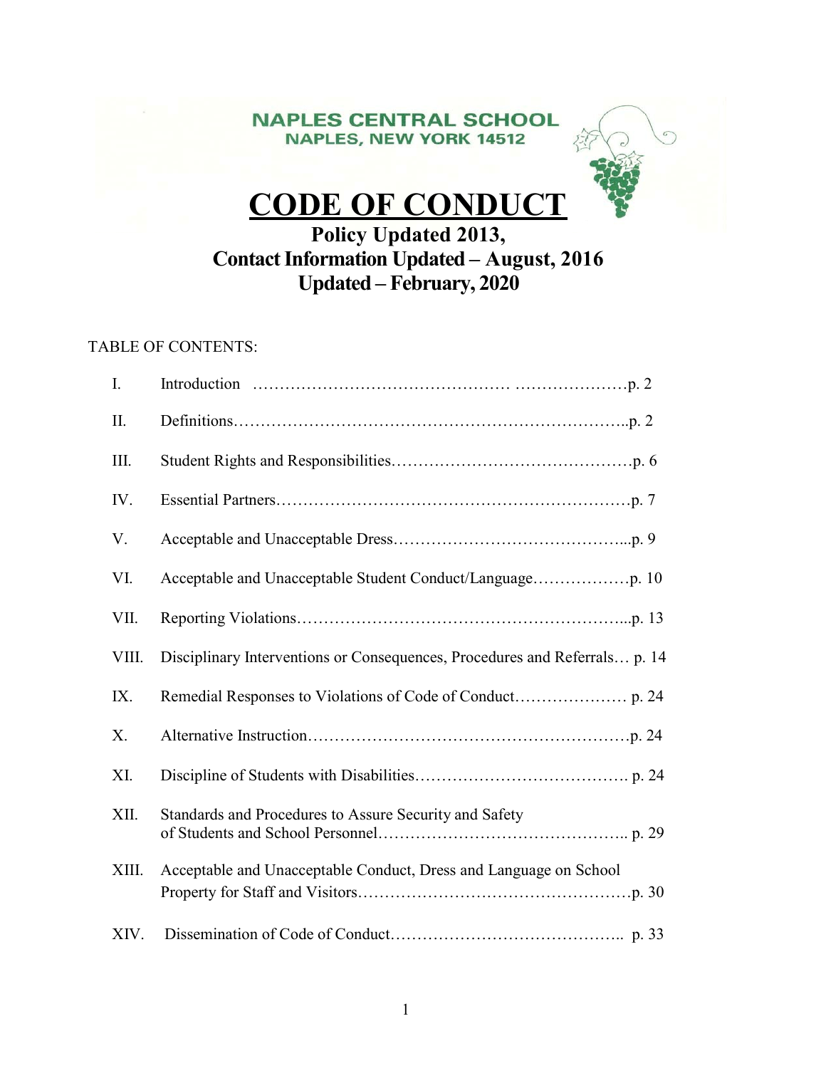**NAPLES CENTRAL SCHOOL**
**NAPLES, NEW YORK 14512**

# CODE OF CONDUCT

**Policy Updated 2013,**
**Contact Information Updated – August, 2016**
**Updated – February, 2020**

TABLE OF CONTENTS:

| | | |
|---|---|---|
| I. | Introduction | p. 2 |
| II. | Definitions | p. 2 |
| III. | Student Rights and Responsibilities | p. 6 |
| IV. | Essential Partners | p. 7 |
| V. | Acceptable and Unacceptable Dress | p. 9 |
| VI. | Acceptable and Unacceptable Student Conduct/Language | p. 10 |
| VII. | Reporting Violations | p. 13 |
| VIII. | Disciplinary Interventions or Consequences, Procedures and Referrals | p. 14 |
| IX. | Remedial Responses to Violations of Code of Conduct | p. 24 |
| X. | Alternative Instruction | p. 24 |
| XI. | Discipline of Students with Disabilities | p. 24 |
| XII. | Standards and Procedures to Assure Security and Safety of Students and School Personnel | p. 29 |
| XIII. | Acceptable and Unacceptable Conduct, Dress and Language on School Property for Staff and Visitors | p. 30 |
| XIV. | Dissemination of Code of Conduct | p. 33 |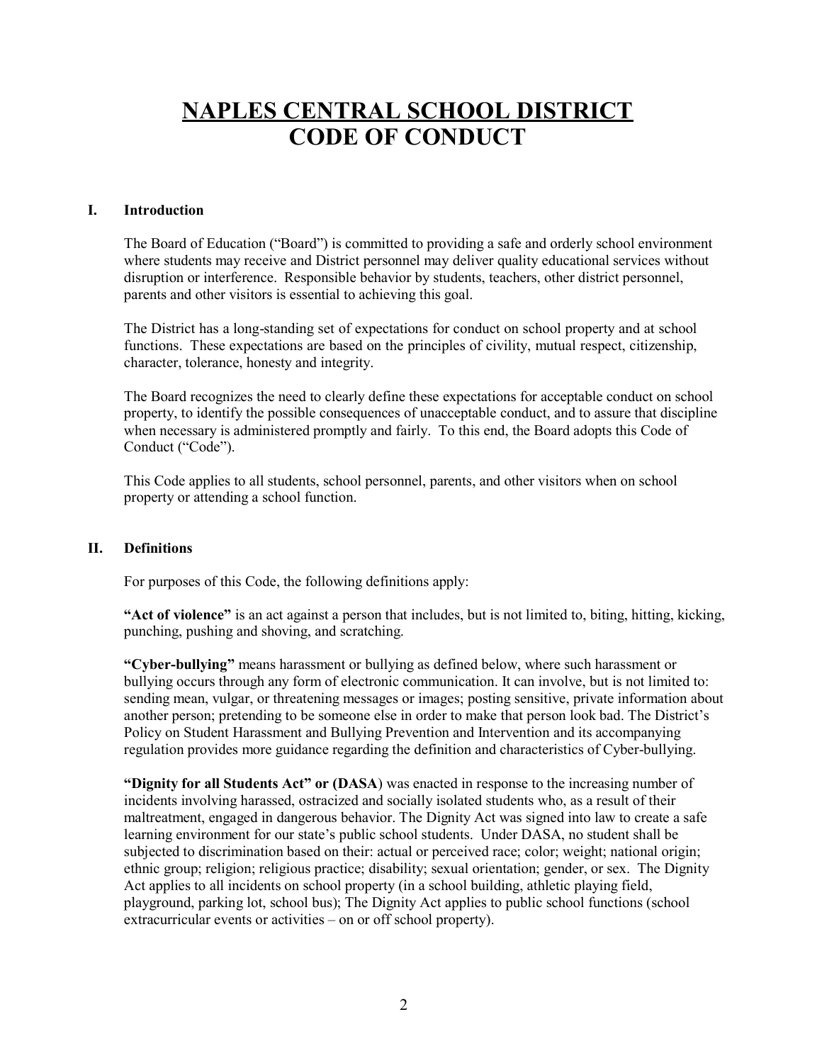# NAPLES CENTRAL SCHOOL DISTRICT
# CODE OF CONDUCT

## I. Introduction

The Board of Education ("Board") is committed to providing a safe and orderly school environment where students may receive and District personnel may deliver quality educational services without disruption or interference. Responsible behavior by students, teachers, other district personnel, parents and other visitors is essential to achieving this goal.

The District has a long-standing set of expectations for conduct on school property and at school functions. These expectations are based on the principles of civility, mutual respect, citizenship, character, tolerance, honesty and integrity.

The Board recognizes the need to clearly define these expectations for acceptable conduct on school property, to identify the possible consequences of unacceptable conduct, and to assure that discipline when necessary is administered promptly and fairly. To this end, the Board adopts this Code of Conduct ("Code").

This Code applies to all students, school personnel, parents, and other visitors when on school property or attending a school function.

## II. Definitions

For purposes of this Code, the following definitions apply:

**"Act of violence"** is an act against a person that includes, but is not limited to, biting, hitting, kicking, punching, pushing and shoving, and scratching.

**"Cyber-bullying"** means harassment or bullying as defined below, where such harassment or bullying occurs through any form of electronic communication. It can involve, but is not limited to: sending mean, vulgar, or threatening messages or images; posting sensitive, private information about another person; pretending to be someone else in order to make that person look bad. The District's Policy on Student Harassment and Bullying Prevention and Intervention and its accompanying regulation provides more guidance regarding the definition and characteristics of Cyber-bullying.

**"Dignity for all Students Act" or (DASA**) was enacted in response to the increasing number of incidents involving harassed, ostracized and socially isolated students who, as a result of their maltreatment, engaged in dangerous behavior. The Dignity Act was signed into law to create a safe learning environment for our state's public school students. Under DASA, no student shall be subjected to discrimination based on their: actual or perceived race; color; weight; national origin; ethnic group; religion; religious practice; disability; sexual orientation; gender, or sex. The Dignity Act applies to all incidents on school property (in a school building, athletic playing field, playground, parking lot, school bus); The Dignity Act applies to public school functions (school extracurricular events or activities – on or off school property).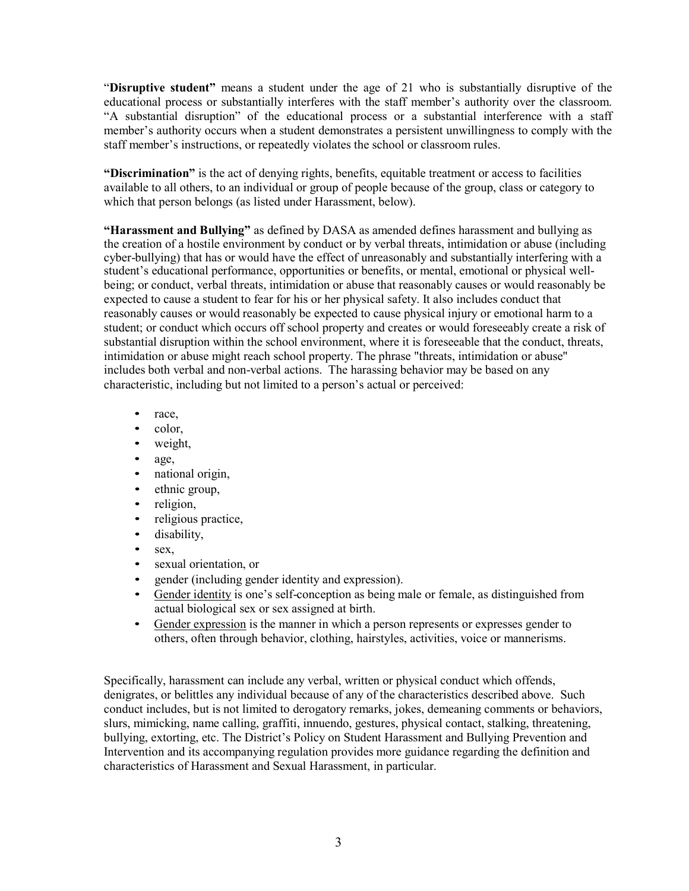"**Disruptive student**" means a student under the age of 21 who is substantially disruptive of the educational process or substantially interferes with the staff member's authority over the classroom. "A substantial disruption" of the educational process or a substantial interference with a staff member's authority occurs when a student demonstrates a persistent unwillingness to comply with the staff member's instructions, or repeatedly violates the school or classroom rules.

**"Discrimination"** is the act of denying rights, benefits, equitable treatment or access to facilities available to all others, to an individual or group of people because of the group, class or category to which that person belongs (as listed under Harassment, below).

**"Harassment and Bullying"** as defined by DASA as amended defines harassment and bullying as the creation of a hostile environment by conduct or by verbal threats, intimidation or abuse (including cyber-bullying) that has or would have the effect of unreasonably and substantially interfering with a student's educational performance, opportunities or benefits, or mental, emotional or physical well-being; or conduct, verbal threats, intimidation or abuse that reasonably causes or would reasonably be expected to cause a student to fear for his or her physical safety. It also includes conduct that reasonably causes or would reasonably be expected to cause physical injury or emotional harm to a student; or conduct which occurs off school property and creates or would foreseeably create a risk of substantial disruption within the school environment, where it is foreseeable that the conduct, threats, intimidation or abuse might reach school property. The phrase "threats, intimidation or abuse" includes both verbal and non-verbal actions. The harassing behavior may be based on any characteristic, including but not limited to a person's actual or perceived:

- race,
- color,
- weight,
- age,
- national origin,
- ethnic group,
- religion,
- religious practice,
- disability,
- sex,
- sexual orientation, or
- gender (including gender identity and expression).
- Gender identity is one's self-conception as being male or female, as distinguished from actual biological sex or sex assigned at birth.
- Gender expression is the manner in which a person represents or expresses gender to others, often through behavior, clothing, hairstyles, activities, voice or mannerisms.

Specifically, harassment can include any verbal, written or physical conduct which offends, denigrates, or belittles any individual because of any of the characteristics described above. Such conduct includes, but is not limited to derogatory remarks, jokes, demeaning comments or behaviors, slurs, mimicking, name calling, graffiti, innuendo, gestures, physical contact, stalking, threatening, bullying, extorting, etc. The District's Policy on Student Harassment and Bullying Prevention and Intervention and its accompanying regulation provides more guidance regarding the definition and characteristics of Harassment and Sexual Harassment, in particular.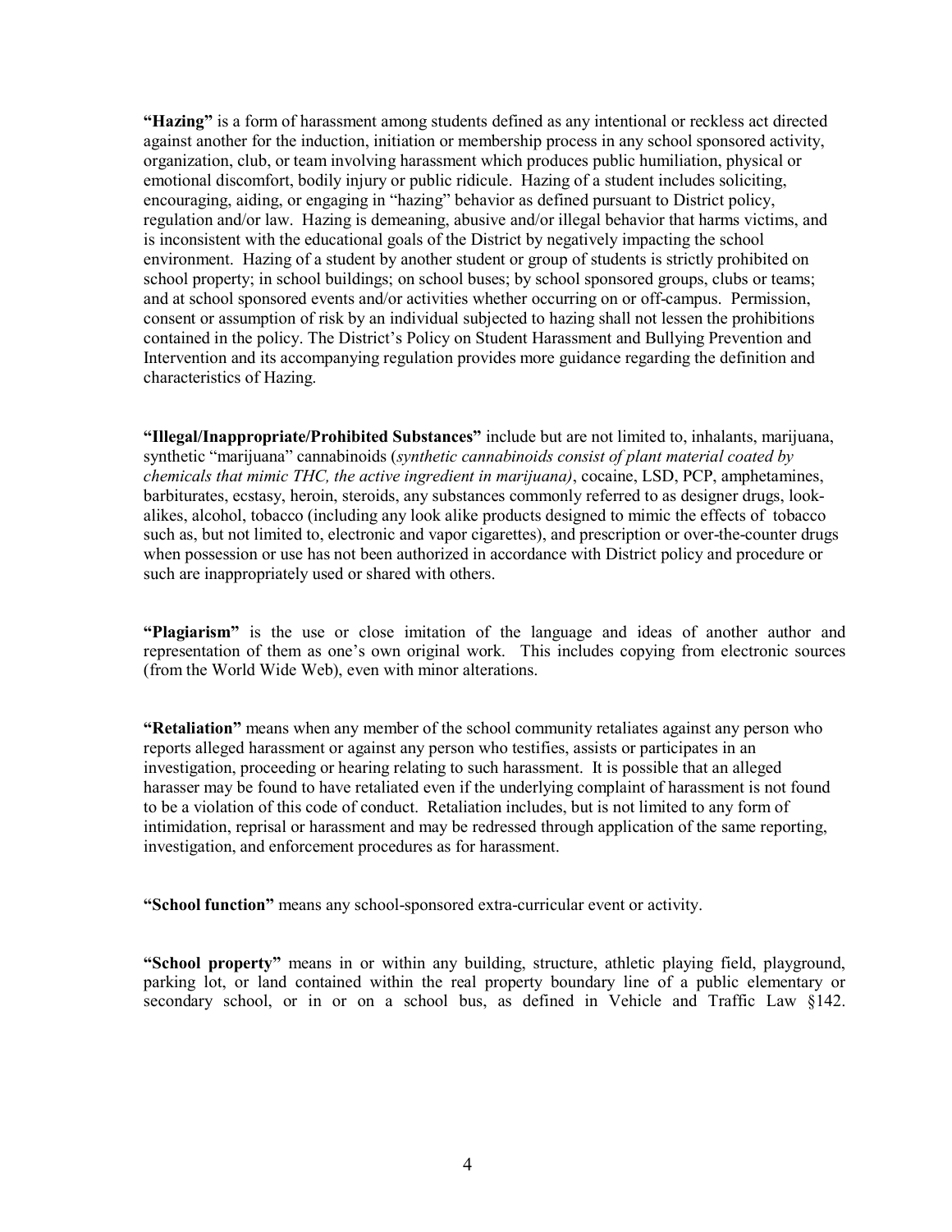**"Hazing"** is a form of harassment among students defined as any intentional or reckless act directed against another for the induction, initiation or membership process in any school sponsored activity, organization, club, or team involving harassment which produces public humiliation, physical or emotional discomfort, bodily injury or public ridicule. Hazing of a student includes soliciting, encouraging, aiding, or engaging in "hazing" behavior as defined pursuant to District policy, regulation and/or law. Hazing is demeaning, abusive and/or illegal behavior that harms victims, and is inconsistent with the educational goals of the District by negatively impacting the school environment. Hazing of a student by another student or group of students is strictly prohibited on school property; in school buildings; on school buses; by school sponsored groups, clubs or teams; and at school sponsored events and/or activities whether occurring on or off-campus. Permission, consent or assumption of risk by an individual subjected to hazing shall not lessen the prohibitions contained in the policy. The District's Policy on Student Harassment and Bullying Prevention and Intervention and its accompanying regulation provides more guidance regarding the definition and characteristics of Hazing.

**"Illegal/Inappropriate/Prohibited Substances"** include but are not limited to, inhalants, marijuana, synthetic "marijuana" cannabinoids (*synthetic cannabinoids consist of plant material coated by chemicals that mimic THC, the active ingredient in marijuana)*, cocaine, LSD, PCP, amphetamines, barbiturates, ecstasy, heroin, steroids, any substances commonly referred to as designer drugs, look-alikes, alcohol, tobacco (including any look alike products designed to mimic the effects of tobacco such as, but not limited to, electronic and vapor cigarettes), and prescription or over-the-counter drugs when possession or use has not been authorized in accordance with District policy and procedure or such are inappropriately used or shared with others.

**"Plagiarism"** is the use or close imitation of the language and ideas of another author and representation of them as one's own original work. This includes copying from electronic sources (from the World Wide Web), even with minor alterations.

**"Retaliation"** means when any member of the school community retaliates against any person who reports alleged harassment or against any person who testifies, assists or participates in an investigation, proceeding or hearing relating to such harassment. It is possible that an alleged harasser may be found to have retaliated even if the underlying complaint of harassment is not found to be a violation of this code of conduct. Retaliation includes, but is not limited to any form of intimidation, reprisal or harassment and may be redressed through application of the same reporting, investigation, and enforcement procedures as for harassment.

**"School function"** means any school-sponsored extra-curricular event or activity.

**"School property"** means in or within any building, structure, athletic playing field, playground, parking lot, or land contained within the real property boundary line of a public elementary or secondary school, or in or on a school bus, as defined in Vehicle and Traffic Law §142.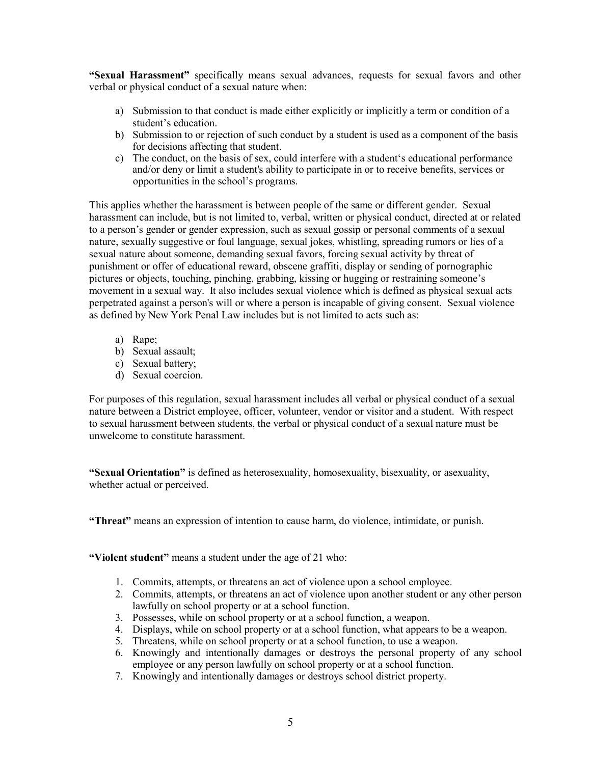**"Sexual Harassment"** specifically means sexual advances, requests for sexual favors and other verbal or physical conduct of a sexual nature when:

a) Submission to that conduct is made either explicitly or implicitly a term or condition of a student's education.
b) Submission to or rejection of such conduct by a student is used as a component of the basis for decisions affecting that student.
c) The conduct, on the basis of sex, could interfere with a student's educational performance and/or deny or limit a student's ability to participate in or to receive benefits, services or opportunities in the school's programs.

This applies whether the harassment is between people of the same or different gender. Sexual harassment can include, but is not limited to, verbal, written or physical conduct, directed at or related to a person's gender or gender expression, such as sexual gossip or personal comments of a sexual nature, sexually suggestive or foul language, sexual jokes, whistling, spreading rumors or lies of a sexual nature about someone, demanding sexual favors, forcing sexual activity by threat of punishment or offer of educational reward, obscene graffiti, display or sending of pornographic pictures or objects, touching, pinching, grabbing, kissing or hugging or restraining someone's movement in a sexual way. It also includes sexual violence which is defined as physical sexual acts perpetrated against a person's will or where a person is incapable of giving consent. Sexual violence as defined by New York Penal Law includes but is not limited to acts such as:

a) Rape;
b) Sexual assault;
c) Sexual battery;
d) Sexual coercion.

For purposes of this regulation, sexual harassment includes all verbal or physical conduct of a sexual nature between a District employee, officer, volunteer, vendor or visitor and a student. With respect to sexual harassment between students, the verbal or physical conduct of a sexual nature must be unwelcome to constitute harassment.

**"Sexual Orientation"** is defined as heterosexuality, homosexuality, bisexuality, or asexuality, whether actual or perceived.

**"Threat"** means an expression of intention to cause harm, do violence, intimidate, or punish.

**"Violent student"** means a student under the age of 21 who:

1. Commits, attempts, or threatens an act of violence upon a school employee.
2. Commits, attempts, or threatens an act of violence upon another student or any other person lawfully on school property or at a school function.
3. Possesses, while on school property or at a school function, a weapon.
4. Displays, while on school property or at a school function, what appears to be a weapon.
5. Threatens, while on school property or at a school function, to use a weapon.
6. Knowingly and intentionally damages or destroys the personal property of any school employee or any person lawfully on school property or at a school function.
7. Knowingly and intentionally damages or destroys school district property.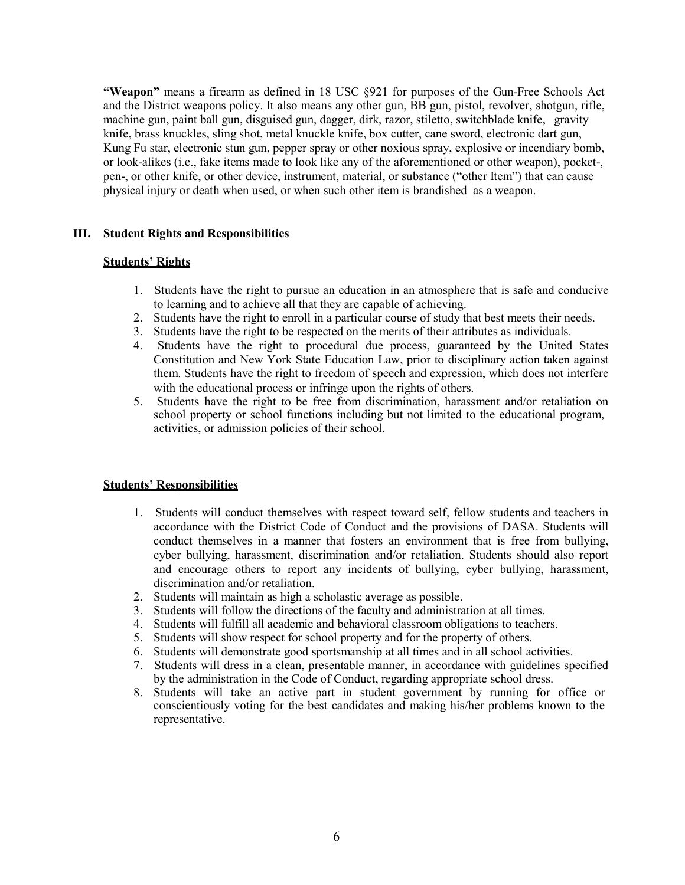**"Weapon"** means a firearm as defined in 18 USC §921 for purposes of the Gun-Free Schools Act and the District weapons policy. It also means any other gun, BB gun, pistol, revolver, shotgun, rifle, machine gun, paint ball gun, disguised gun, dagger, dirk, razor, stiletto, switchblade knife, gravity knife, brass knuckles, sling shot, metal knuckle knife, box cutter, cane sword, electronic dart gun, Kung Fu star, electronic stun gun, pepper spray or other noxious spray, explosive or incendiary bomb, or look-alikes (i.e., fake items made to look like any of the aforementioned or other weapon), pocket-, pen-, or other knife, or other device, instrument, material, or substance ("other Item") that can cause physical injury or death when used, or when such other item is brandished as a weapon.

## III. Student Rights and Responsibilities

### Students' Rights

1. Students have the right to pursue an education in an atmosphere that is safe and conducive to learning and to achieve all that they are capable of achieving.
2. Students have the right to enroll in a particular course of study that best meets their needs.
3. Students have the right to be respected on the merits of their attributes as individuals.
4. Students have the right to procedural due process, guaranteed by the United States Constitution and New York State Education Law, prior to disciplinary action taken against them. Students have the right to freedom of speech and expression, which does not interfere with the educational process or infringe upon the rights of others.
5. Students have the right to be free from discrimination, harassment and/or retaliation on school property or school functions including but not limited to the educational program, activities, or admission policies of their school.

### Students' Responsibilities

1. Students will conduct themselves with respect toward self, fellow students and teachers in accordance with the District Code of Conduct and the provisions of DASA. Students will conduct themselves in a manner that fosters an environment that is free from bullying, cyber bullying, harassment, discrimination and/or retaliation. Students should also report and encourage others to report any incidents of bullying, cyber bullying, harassment, discrimination and/or retaliation.
2. Students will maintain as high a scholastic average as possible.
3. Students will follow the directions of the faculty and administration at all times.
4. Students will fulfill all academic and behavioral classroom obligations to teachers.
5. Students will show respect for school property and for the property of others.
6. Students will demonstrate good sportsmanship at all times and in all school activities.
7. Students will dress in a clean, presentable manner, in accordance with guidelines specified by the administration in the Code of Conduct, regarding appropriate school dress.
8. Students will take an active part in student government by running for office or conscientiously voting for the best candidates and making his/her problems known to the representative.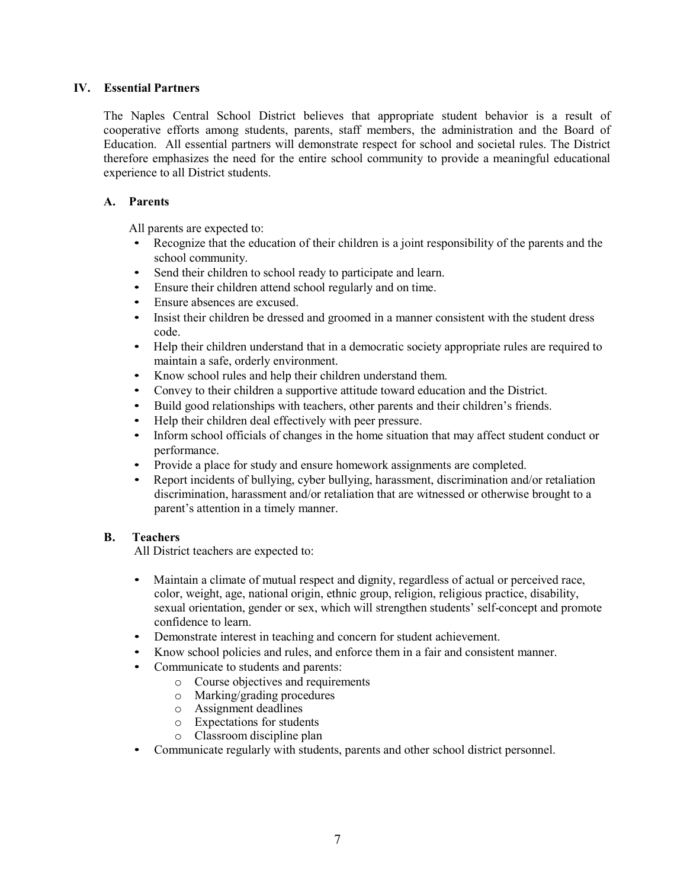## IV. Essential Partners

The Naples Central School District believes that appropriate student behavior is a result of cooperative efforts among students, parents, staff members, the administration and the Board of Education. All essential partners will demonstrate respect for school and societal rules. The District therefore emphasizes the need for the entire school community to provide a meaningful educational experience to all District students.

### A. Parents

All parents are expected to:

- Recognize that the education of their children is a joint responsibility of the parents and the school community.
- Send their children to school ready to participate and learn.
- Ensure their children attend school regularly and on time.
- Ensure absences are excused.
- Insist their children be dressed and groomed in a manner consistent with the student dress code.
- Help their children understand that in a democratic society appropriate rules are required to maintain a safe, orderly environment.
- Know school rules and help their children understand them.
- Convey to their children a supportive attitude toward education and the District.
- Build good relationships with teachers, other parents and their children's friends.
- Help their children deal effectively with peer pressure.
- Inform school officials of changes in the home situation that may affect student conduct or performance.
- Provide a place for study and ensure homework assignments are completed.
- Report incidents of bullying, cyber bullying, harassment, discrimination and/or retaliation discrimination, harassment and/or retaliation that are witnessed or otherwise brought to a parent's attention in a timely manner.

### B. Teachers

All District teachers are expected to:

- Maintain a climate of mutual respect and dignity, regardless of actual or perceived race, color, weight, age, national origin, ethnic group, religion, religious practice, disability, sexual orientation, gender or sex, which will strengthen students' self-concept and promote confidence to learn.
- Demonstrate interest in teaching and concern for student achievement.
- Know school policies and rules, and enforce them in a fair and consistent manner.
- Communicate to students and parents:
  - Course objectives and requirements
  - Marking/grading procedures
  - Assignment deadlines
  - Expectations for students
  - Classroom discipline plan
- Communicate regularly with students, parents and other school district personnel.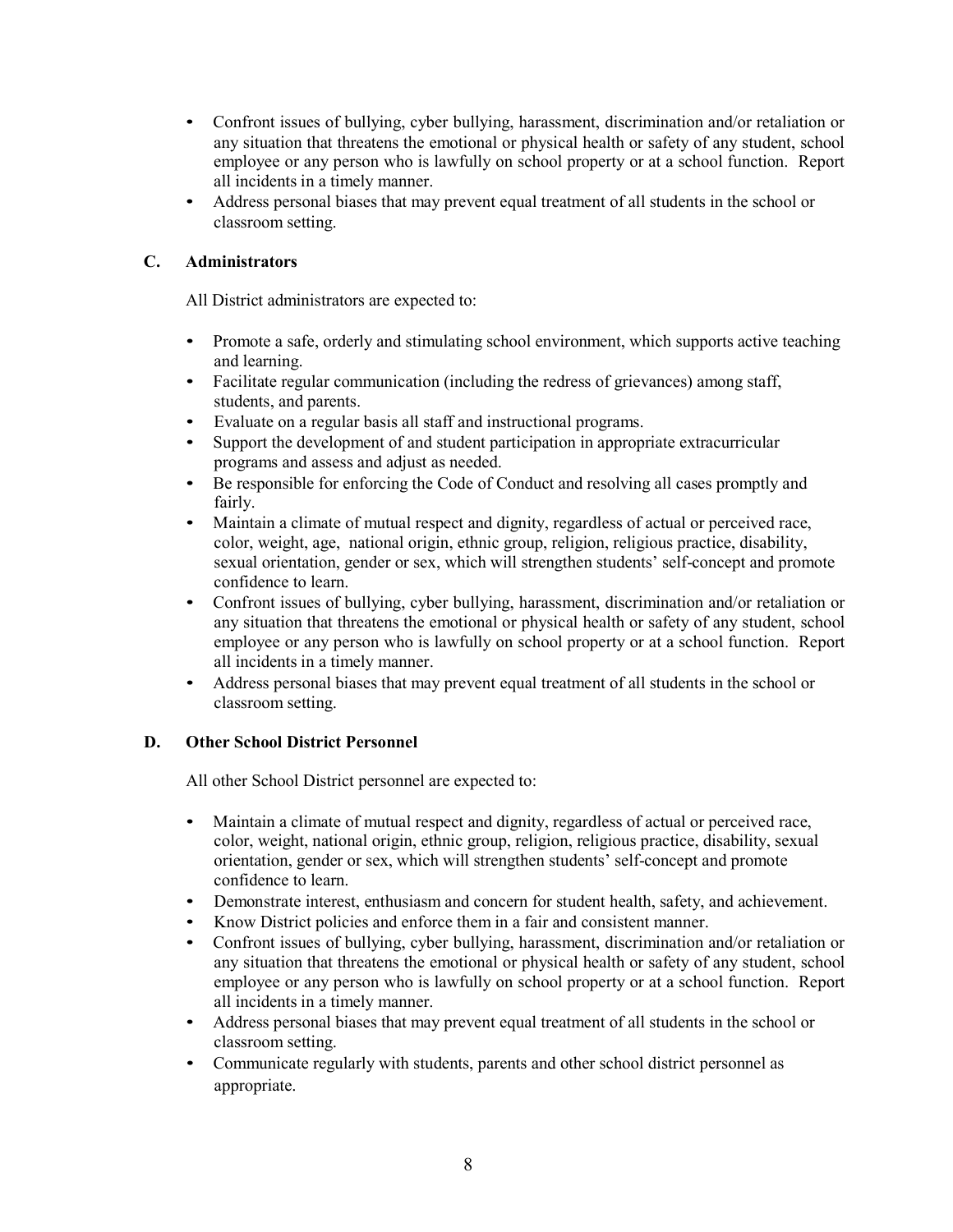- Confront issues of bullying, cyber bullying, harassment, discrimination and/or retaliation or any situation that threatens the emotional or physical health or safety of any student, school employee or any person who is lawfully on school property or at a school function. Report all incidents in a timely manner.
- Address personal biases that may prevent equal treatment of all students in the school or classroom setting.

### C. Administrators

All District administrators are expected to:

- Promote a safe, orderly and stimulating school environment, which supports active teaching and learning.
- Facilitate regular communication (including the redress of grievances) among staff, students, and parents.
- Evaluate on a regular basis all staff and instructional programs.
- Support the development of and student participation in appropriate extracurricular programs and assess and adjust as needed.
- Be responsible for enforcing the Code of Conduct and resolving all cases promptly and fairly.
- Maintain a climate of mutual respect and dignity, regardless of actual or perceived race, color, weight, age, national origin, ethnic group, religion, religious practice, disability, sexual orientation, gender or sex, which will strengthen students' self-concept and promote confidence to learn.
- Confront issues of bullying, cyber bullying, harassment, discrimination and/or retaliation or any situation that threatens the emotional or physical health or safety of any student, school employee or any person who is lawfully on school property or at a school function. Report all incidents in a timely manner.
- Address personal biases that may prevent equal treatment of all students in the school or classroom setting.

### D. Other School District Personnel

All other School District personnel are expected to:

- Maintain a climate of mutual respect and dignity, regardless of actual or perceived race, color, weight, national origin, ethnic group, religion, religious practice, disability, sexual orientation, gender or sex, which will strengthen students' self-concept and promote confidence to learn.
- Demonstrate interest, enthusiasm and concern for student health, safety, and achievement.
- Know District policies and enforce them in a fair and consistent manner.
- Confront issues of bullying, cyber bullying, harassment, discrimination and/or retaliation or any situation that threatens the emotional or physical health or safety of any student, school employee or any person who is lawfully on school property or at a school function. Report all incidents in a timely manner.
- Address personal biases that may prevent equal treatment of all students in the school or classroom setting.
- Communicate regularly with students, parents and other school district personnel as appropriate.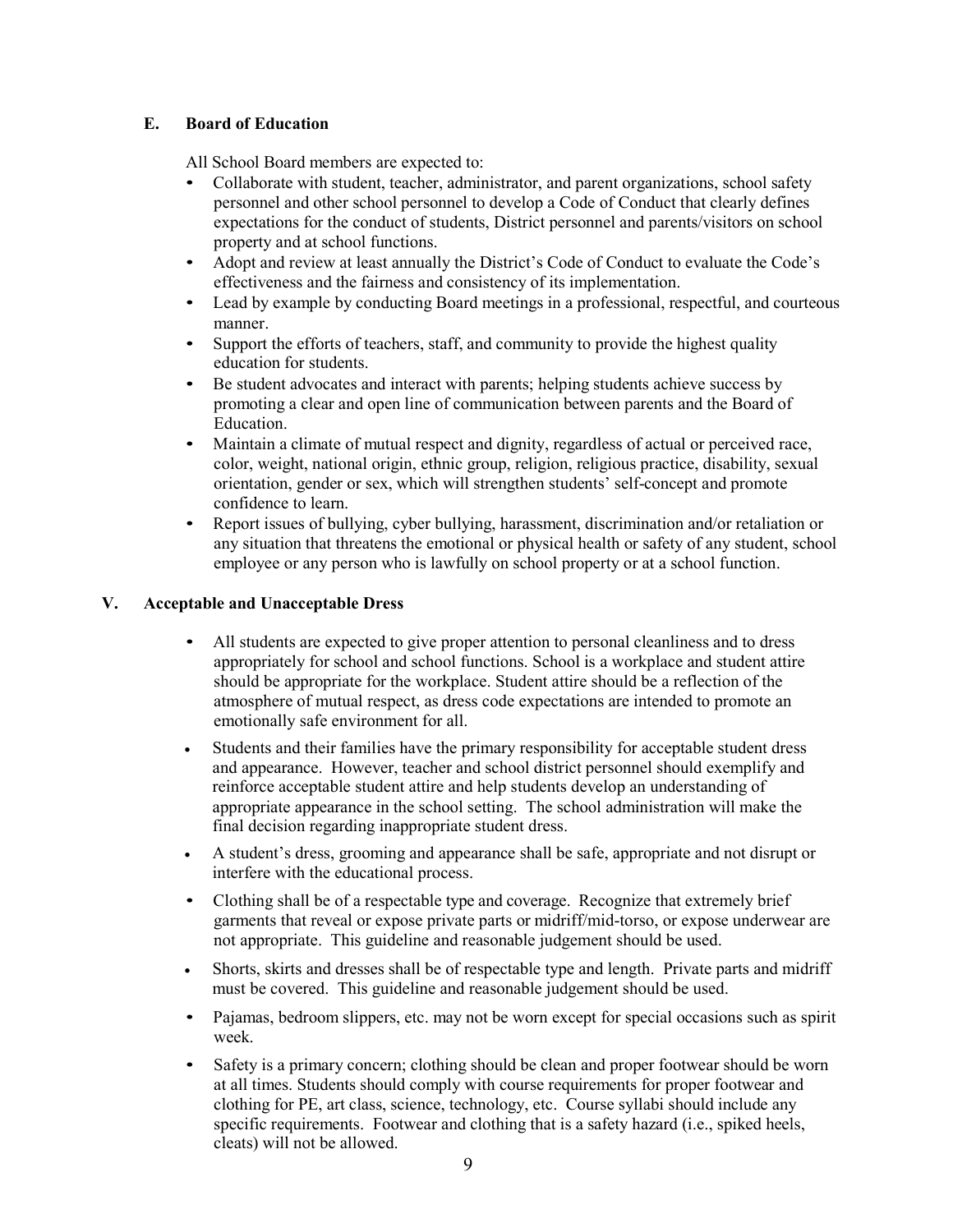### E. Board of Education

All School Board members are expected to:

- Collaborate with student, teacher, administrator, and parent organizations, school safety personnel and other school personnel to develop a Code of Conduct that clearly defines expectations for the conduct of students, District personnel and parents/visitors on school property and at school functions.
- Adopt and review at least annually the District's Code of Conduct to evaluate the Code's effectiveness and the fairness and consistency of its implementation.
- Lead by example by conducting Board meetings in a professional, respectful, and courteous manner.
- Support the efforts of teachers, staff, and community to provide the highest quality education for students.
- Be student advocates and interact with parents; helping students achieve success by promoting a clear and open line of communication between parents and the Board of Education.
- Maintain a climate of mutual respect and dignity, regardless of actual or perceived race, color, weight, national origin, ethnic group, religion, religious practice, disability, sexual orientation, gender or sex, which will strengthen students' self-concept and promote confidence to learn.
- Report issues of bullying, cyber bullying, harassment, discrimination and/or retaliation or any situation that threatens the emotional or physical health or safety of any student, school employee or any person who is lawfully on school property or at a school function.

## V. Acceptable and Unacceptable Dress

- All students are expected to give proper attention to personal cleanliness and to dress appropriately for school and school functions. School is a workplace and student attire should be appropriate for the workplace. Student attire should be a reflection of the atmosphere of mutual respect, as dress code expectations are intended to promote an emotionally safe environment for all.
- Students and their families have the primary responsibility for acceptable student dress and appearance. However, teacher and school district personnel should exemplify and reinforce acceptable student attire and help students develop an understanding of appropriate appearance in the school setting. The school administration will make the final decision regarding inappropriate student dress.
- A student's dress, grooming and appearance shall be safe, appropriate and not disrupt or interfere with the educational process.
- Clothing shall be of a respectable type and coverage. Recognize that extremely brief garments that reveal or expose private parts or midriff/mid-torso, or expose underwear are not appropriate. This guideline and reasonable judgement should be used.
- Shorts, skirts and dresses shall be of respectable type and length. Private parts and midriff must be covered. This guideline and reasonable judgement should be used.
- Pajamas, bedroom slippers, etc. may not be worn except for special occasions such as spirit week.
- Safety is a primary concern; clothing should be clean and proper footwear should be worn at all times. Students should comply with course requirements for proper footwear and clothing for PE, art class, science, technology, etc. Course syllabi should include any specific requirements. Footwear and clothing that is a safety hazard (i.e., spiked heels, cleats) will not be allowed.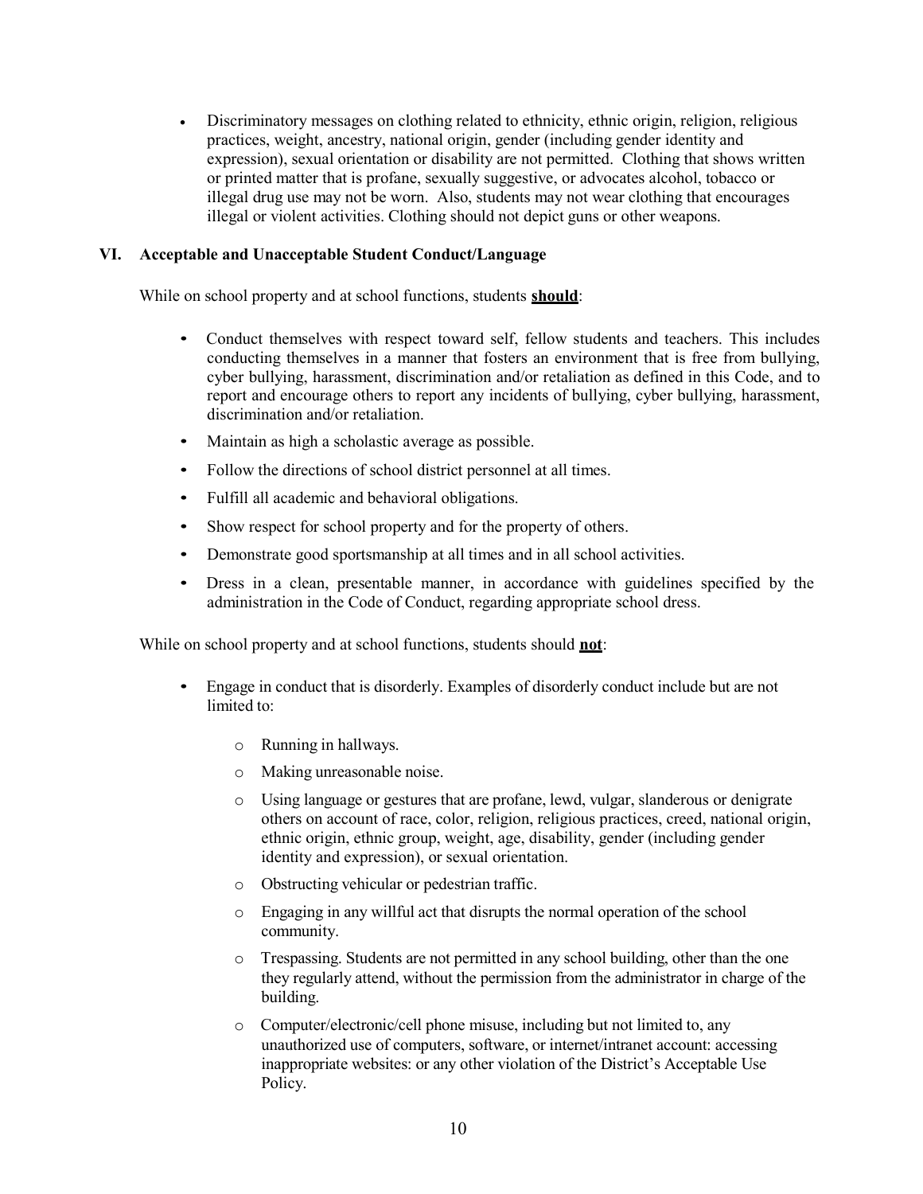- Discriminatory messages on clothing related to ethnicity, ethnic origin, religion, religious practices, weight, ancestry, national origin, gender (including gender identity and expression), sexual orientation or disability are not permitted. Clothing that shows written or printed matter that is profane, sexually suggestive, or advocates alcohol, tobacco or illegal drug use may not be worn. Also, students may not wear clothing that encourages illegal or violent activities. Clothing should not depict guns or other weapons.

### VI. Acceptable and Unacceptable Student Conduct/Language

While on school property and at school functions, students **should**:

- Conduct themselves with respect toward self, fellow students and teachers. This includes conducting themselves in a manner that fosters an environment that is free from bullying, cyber bullying, harassment, discrimination and/or retaliation as defined in this Code, and to report and encourage others to report any incidents of bullying, cyber bullying, harassment, discrimination and/or retaliation.
- Maintain as high a scholastic average as possible.
- Follow the directions of school district personnel at all times.
- Fulfill all academic and behavioral obligations.
- Show respect for school property and for the property of others.
- Demonstrate good sportsmanship at all times and in all school activities.
- Dress in a clean, presentable manner, in accordance with guidelines specified by the administration in the Code of Conduct, regarding appropriate school dress.

While on school property and at school functions, students should **not**:

- Engage in conduct that is disorderly. Examples of disorderly conduct include but are not limited to:
    - Running in hallways.
    - Making unreasonable noise.
    - Using language or gestures that are profane, lewd, vulgar, slanderous or denigrate others on account of race, color, religion, religious practices, creed, national origin, ethnic origin, ethnic group, weight, age, disability, gender (including gender identity and expression), or sexual orientation.
    - Obstructing vehicular or pedestrian traffic.
    - Engaging in any willful act that disrupts the normal operation of the school community.
    - Trespassing. Students are not permitted in any school building, other than the one they regularly attend, without the permission from the administrator in charge of the building.
    - Computer/electronic/cell phone misuse, including but not limited to, any unauthorized use of computers, software, or internet/intranet account: accessing inappropriate websites: or any other violation of the District's Acceptable Use Policy.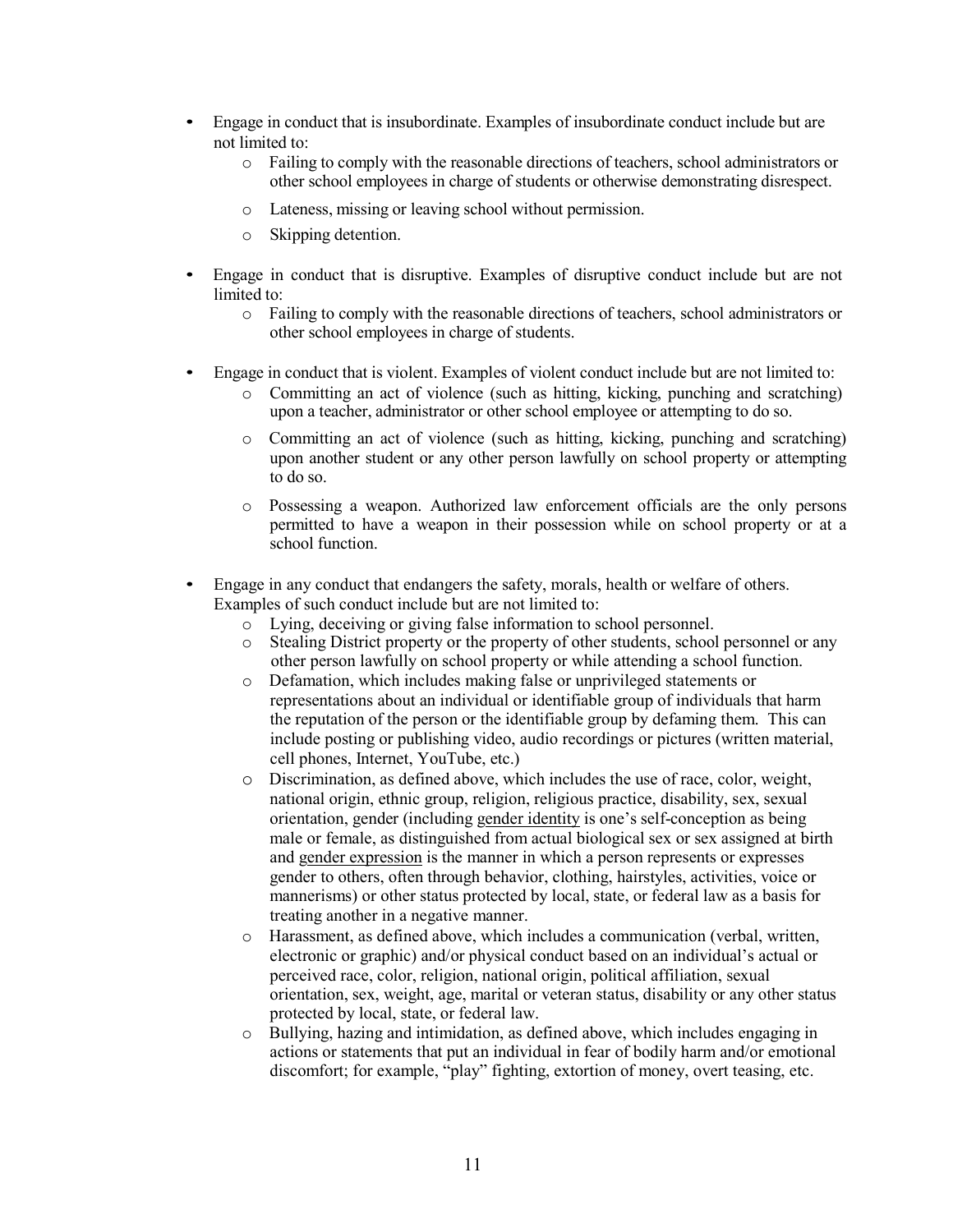- Engage in conduct that is insubordinate. Examples of insubordinate conduct include but are not limited to:
  - Failing to comply with the reasonable directions of teachers, school administrators or other school employees in charge of students or otherwise demonstrating disrespect.
  - Lateness, missing or leaving school without permission.
  - Skipping detention.
- Engage in conduct that is disruptive. Examples of disruptive conduct include but are not limited to:
  - Failing to comply with the reasonable directions of teachers, school administrators or other school employees in charge of students.
- Engage in conduct that is violent. Examples of violent conduct include but are not limited to:
  - Committing an act of violence (such as hitting, kicking, punching and scratching) upon a teacher, administrator or other school employee or attempting to do so.
  - Committing an act of violence (such as hitting, kicking, punching and scratching) upon another student or any other person lawfully on school property or attempting to do so.
  - Possessing a weapon. Authorized law enforcement officials are the only persons permitted to have a weapon in their possession while on school property or at a school function.
- Engage in any conduct that endangers the safety, morals, health or welfare of others. Examples of such conduct include but are not limited to:
  - Lying, deceiving or giving false information to school personnel.
  - Stealing District property or the property of other students, school personnel or any other person lawfully on school property or while attending a school function.
  - Defamation, which includes making false or unprivileged statements or representations about an individual or identifiable group of individuals that harm the reputation of the person or the identifiable group by defaming them. This can include posting or publishing video, audio recordings or pictures (written material, cell phones, Internet, YouTube, etc.)
  - Discrimination, as defined above, which includes the use of race, color, weight, national origin, ethnic group, religion, religious practice, disability, sex, sexual orientation, gender (including <u>gender identity</u> is one's self-conception as being male or female, as distinguished from actual biological sex or sex assigned at birth and <u>gender expression</u> is the manner in which a person represents or expresses gender to others, often through behavior, clothing, hairstyles, activities, voice or mannerisms) or other status protected by local, state, or federal law as a basis for treating another in a negative manner.
  - Harassment, as defined above, which includes a communication (verbal, written, electronic or graphic) and/or physical conduct based on an individual's actual or perceived race, color, religion, national origin, political affiliation, sexual orientation, sex, weight, age, marital or veteran status, disability or any other status protected by local, state, or federal law.
  - Bullying, hazing and intimidation, as defined above, which includes engaging in actions or statements that put an individual in fear of bodily harm and/or emotional discomfort; for example, "play" fighting, extortion of money, overt teasing, etc.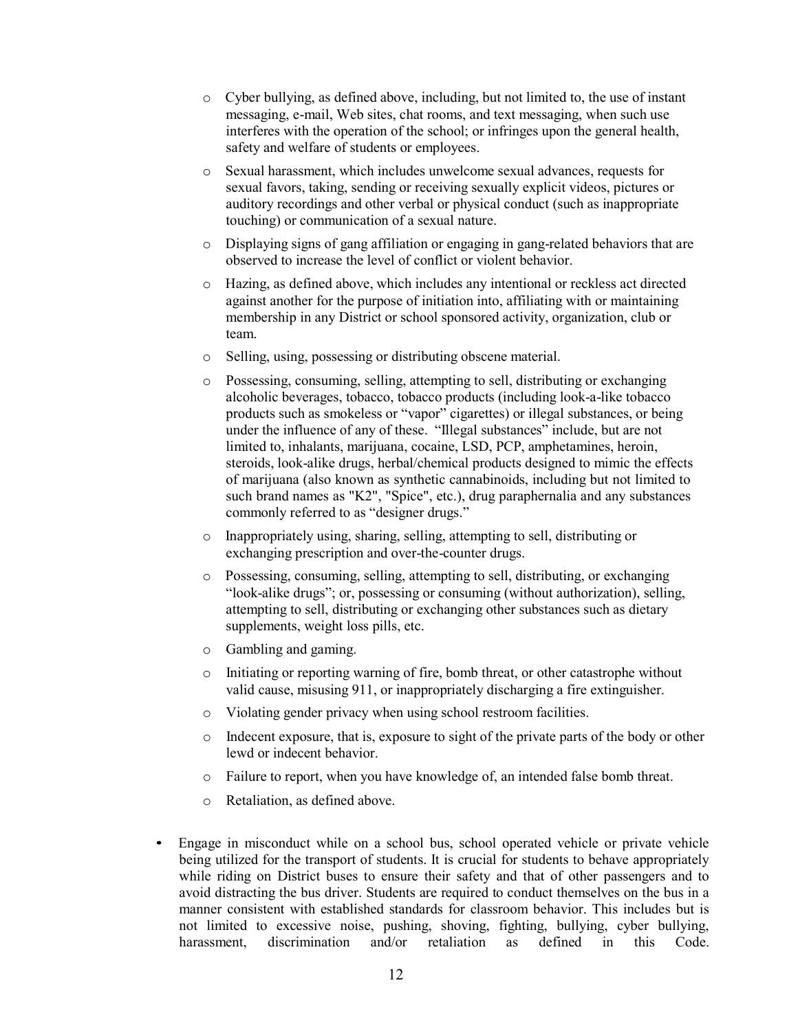- Cyber bullying, as defined above, including, but not limited to, the use of instant messaging, e-mail, Web sites, chat rooms, and text messaging, when such use interferes with the operation of the school; or infringes upon the general health, safety and welfare of students or employees.
- Sexual harassment, which includes unwelcome sexual advances, requests for sexual favors, taking, sending or receiving sexually explicit videos, pictures or auditory recordings and other verbal or physical conduct (such as inappropriate touching) or communication of a sexual nature.
- Displaying signs of gang affiliation or engaging in gang-related behaviors that are observed to increase the level of conflict or violent behavior.
- Hazing, as defined above, which includes any intentional or reckless act directed against another for the purpose of initiation into, affiliating with or maintaining membership in any District or school sponsored activity, organization, club or team.
- Selling, using, possessing or distributing obscene material.
- Possessing, consuming, selling, attempting to sell, distributing or exchanging alcoholic beverages, tobacco, tobacco products (including look-a-like tobacco products such as smokeless or "vapor" cigarettes) or illegal substances, or being under the influence of any of these. "Illegal substances" include, but are not limited to, inhalants, marijuana, cocaine, LSD, PCP, amphetamines, heroin, steroids, look-alike drugs, herbal/chemical products designed to mimic the effects of marijuana (also known as synthetic cannabinoids, including but not limited to such brand names as "K2", "Spice", etc.), drug paraphernalia and any substances commonly referred to as "designer drugs."
- Inappropriately using, sharing, selling, attempting to sell, distributing or exchanging prescription and over-the-counter drugs.
- Possessing, consuming, selling, attempting to sell, distributing, or exchanging "look-alike drugs"; or, possessing or consuming (without authorization), selling, attempting to sell, distributing or exchanging other substances such as dietary supplements, weight loss pills, etc.
- Gambling and gaming.
- Initiating or reporting warning of fire, bomb threat, or other catastrophe without valid cause, misusing 911, or inappropriately discharging a fire extinguisher.
- Violating gender privacy when using school restroom facilities.
- Indecent exposure, that is, exposure to sight of the private parts of the body or other lewd or indecent behavior.
- Failure to report, when you have knowledge of, an intended false bomb threat.
- Retaliation, as defined above.

- Engage in misconduct while on a school bus, school operated vehicle or private vehicle being utilized for the transport of students. It is crucial for students to behave appropriately while riding on District buses to ensure their safety and that of other passengers and to avoid distracting the bus driver. Students are required to conduct themselves on the bus in a manner consistent with established standards for classroom behavior. This includes but is not limited to excessive noise, pushing, shoving, fighting, bullying, cyber bullying, harassment, discrimination and/or retaliation as defined in this Code.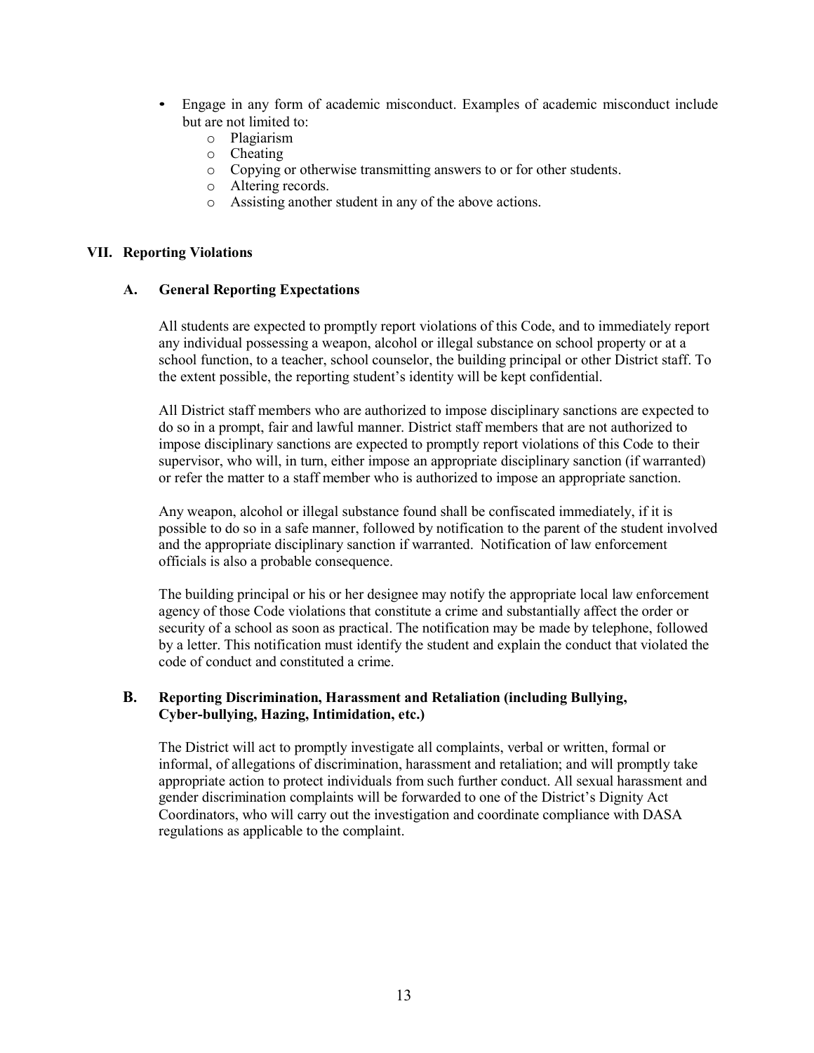- Engage in any form of academic misconduct. Examples of academic misconduct include but are not limited to:
  - Plagiarism
  - Cheating
  - Copying or otherwise transmitting answers to or for other students.
  - Altering records.
  - Assisting another student in any of the above actions.

## VII. Reporting Violations

### A. General Reporting Expectations

All students are expected to promptly report violations of this Code, and to immediately report any individual possessing a weapon, alcohol or illegal substance on school property or at a school function, to a teacher, school counselor, the building principal or other District staff. To the extent possible, the reporting student's identity will be kept confidential.

All District staff members who are authorized to impose disciplinary sanctions are expected to do so in a prompt, fair and lawful manner. District staff members that are not authorized to impose disciplinary sanctions are expected to promptly report violations of this Code to their supervisor, who will, in turn, either impose an appropriate disciplinary sanction (if warranted) or refer the matter to a staff member who is authorized to impose an appropriate sanction.

Any weapon, alcohol or illegal substance found shall be confiscated immediately, if it is possible to do so in a safe manner, followed by notification to the parent of the student involved and the appropriate disciplinary sanction if warranted. Notification of law enforcement officials is also a probable consequence.

The building principal or his or her designee may notify the appropriate local law enforcement agency of those Code violations that constitute a crime and substantially affect the order or security of a school as soon as practical. The notification may be made by telephone, followed by a letter. This notification must identify the student and explain the conduct that violated the code of conduct and constituted a crime.

### B. Reporting Discrimination, Harassment and Retaliation (including Bullying, Cyber-bullying, Hazing, Intimidation, etc.)

The District will act to promptly investigate all complaints, verbal or written, formal or informal, of allegations of discrimination, harassment and retaliation; and will promptly take appropriate action to protect individuals from such further conduct. All sexual harassment and gender discrimination complaints will be forwarded to one of the District's Dignity Act Coordinators, who will carry out the investigation and coordinate compliance with DASA regulations as applicable to the complaint.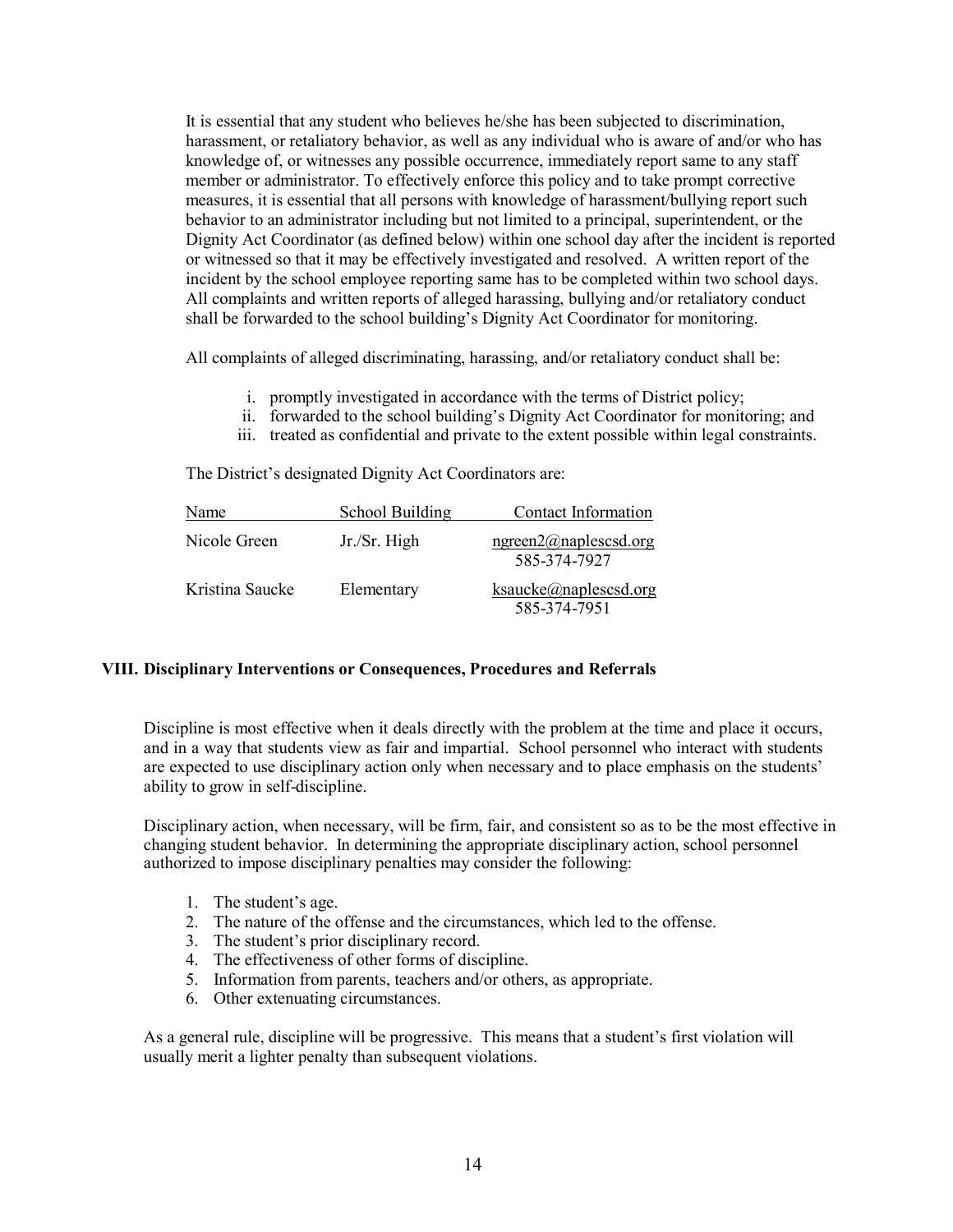It is essential that any student who believes he/she has been subjected to discrimination, harassment, or retaliatory behavior, as well as any individual who is aware of and/or who has knowledge of, or witnesses any possible occurrence, immediately report same to any staff member or administrator. To effectively enforce this policy and to take prompt corrective measures, it is essential that all persons with knowledge of harassment/bullying report such behavior to an administrator including but not limited to a principal, superintendent, or the Dignity Act Coordinator (as defined below) within one school day after the incident is reported or witnessed so that it may be effectively investigated and resolved. A written report of the incident by the school employee reporting same has to be completed within two school days. All complaints and written reports of alleged harassing, bullying and/or retaliatory conduct shall be forwarded to the school building's Dignity Act Coordinator for monitoring.

All complaints of alleged discriminating, harassing, and/or retaliatory conduct shall be:

i. promptly investigated in accordance with the terms of District policy;
ii. forwarded to the school building's Dignity Act Coordinator for monitoring; and
iii. treated as confidential and private to the extent possible within legal constraints.

The District's designated Dignity Act Coordinators are:

| Name | School Building | Contact Information |
|---|---|---|
| Nicole Green | Jr./Sr. High | ngreen2@naplescsd.org 585-374-7927 |
| Kristina Saucke | Elementary | ksaucke@naplescsd.org 585-374-7951 |

### VIII. Disciplinary Interventions or Consequences, Procedures and Referrals

Discipline is most effective when it deals directly with the problem at the time and place it occurs, and in a way that students view as fair and impartial. School personnel who interact with students are expected to use disciplinary action only when necessary and to place emphasis on the students' ability to grow in self-discipline.

Disciplinary action, when necessary, will be firm, fair, and consistent so as to be the most effective in changing student behavior. In determining the appropriate disciplinary action, school personnel authorized to impose disciplinary penalties may consider the following:

1. The student's age.
2. The nature of the offense and the circumstances, which led to the offense.
3. The student's prior disciplinary record.
4. The effectiveness of other forms of discipline.
5. Information from parents, teachers and/or others, as appropriate.
6. Other extenuating circumstances.

As a general rule, discipline will be progressive. This means that a student's first violation will usually merit a lighter penalty than subsequent violations.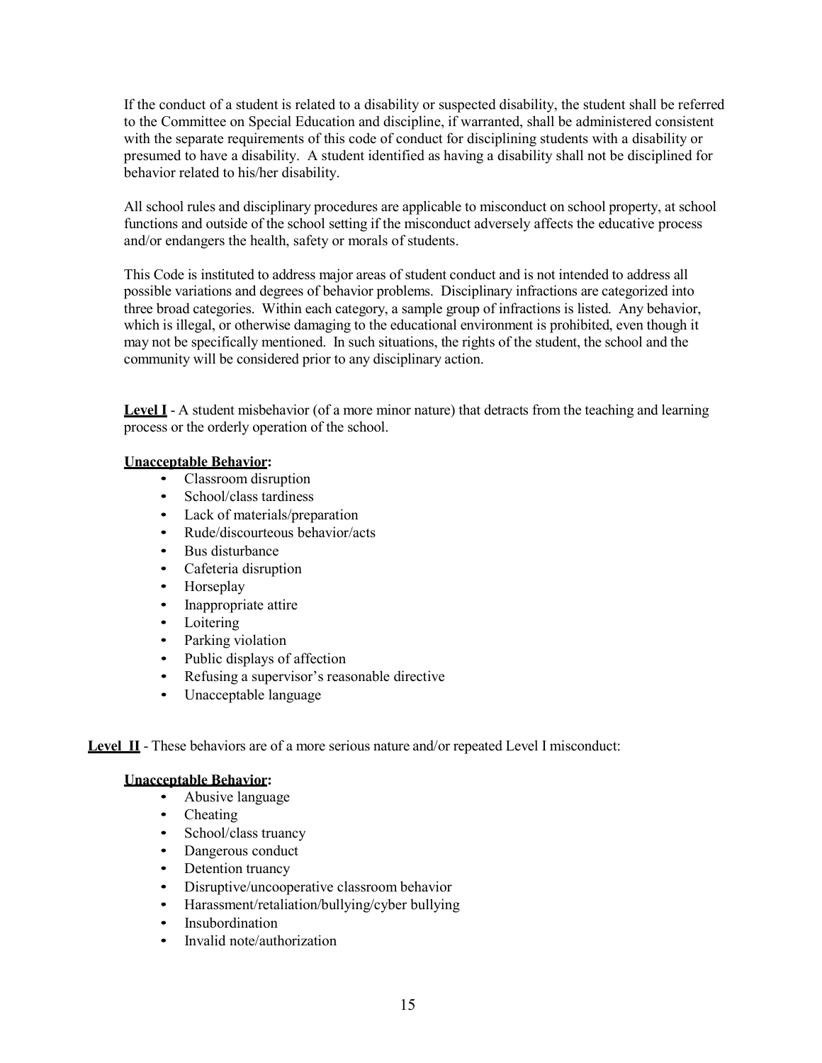If the conduct of a student is related to a disability or suspected disability, the student shall be referred to the Committee on Special Education and discipline, if warranted, shall be administered consistent with the separate requirements of this code of conduct for disciplining students with a disability or presumed to have a disability. A student identified as having a disability shall not be disciplined for behavior related to his/her disability.

All school rules and disciplinary procedures are applicable to misconduct on school property, at school functions and outside of the school setting if the misconduct adversely affects the educative process and/or endangers the health, safety or morals of students.

This Code is instituted to address major areas of student conduct and is not intended to address all possible variations and degrees of behavior problems. Disciplinary infractions are categorized into three broad categories. Within each category, a sample group of infractions is listed. Any behavior, which is illegal, or otherwise damaging to the educational environment is prohibited, even though it may not be specifically mentioned. In such situations, the rights of the student, the school and the community will be considered prior to any disciplinary action.

**Level I** - A student misbehavior (of a more minor nature) that detracts from the teaching and learning process or the orderly operation of the school.

**Unacceptable Behavior:**

- Classroom disruption
- School/class tardiness
- Lack of materials/preparation
- Rude/discourteous behavior/acts
- Bus disturbance
- Cafeteria disruption
- Horseplay
- Inappropriate attire
- Loitering
- Parking violation
- Public displays of affection
- Refusing a supervisor's reasonable directive
- Unacceptable language

**Level II** - These behaviors are of a more serious nature and/or repeated Level I misconduct:

**Unacceptable Behavior:**

- Abusive language
- Cheating
- School/class truancy
- Dangerous conduct
- Detention truancy
- Disruptive/uncooperative classroom behavior
- Harassment/retaliation/bullying/cyber bullying
- Insubordination
- Invalid note/authorization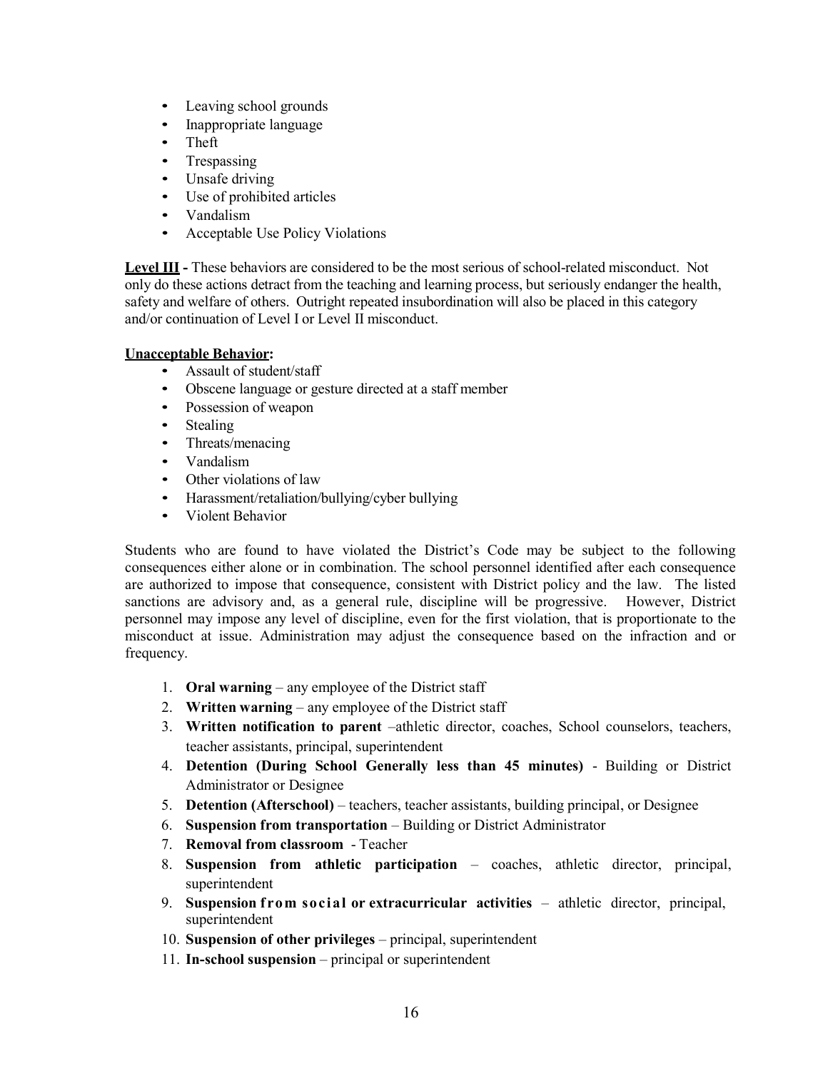- Leaving school grounds
- Inappropriate language
- Theft
- Trespassing
- Unsafe driving
- Use of prohibited articles
- Vandalism
- Acceptable Use Policy Violations

**Level III** - These behaviors are considered to be the most serious of school-related misconduct. Not only do these actions detract from the teaching and learning process, but seriously endanger the health, safety and welfare of others. Outright repeated insubordination will also be placed in this category and/or continuation of Level I or Level II misconduct.

**Unacceptable Behavior:**

- Assault of student/staff
- Obscene language or gesture directed at a staff member
- Possession of weapon
- Stealing
- Threats/menacing
- Vandalism
- Other violations of law
- Harassment/retaliation/bullying/cyber bullying
- Violent Behavior

Students who are found to have violated the District's Code may be subject to the following consequences either alone or in combination. The school personnel identified after each consequence are authorized to impose that consequence, consistent with District policy and the law. The listed sanctions are advisory and, as a general rule, discipline will be progressive. However, District personnel may impose any level of discipline, even for the first violation, that is proportionate to the misconduct at issue. Administration may adjust the consequence based on the infraction and or frequency.

1. **Oral warning** – any employee of the District staff
2. **Written warning** – any employee of the District staff
3. **Written notification to parent** –athletic director, coaches, School counselors, teachers, teacher assistants, principal, superintendent
4. **Detention (During School Generally less than 45 minutes)** - Building or District Administrator or Designee
5. **Detention (Afterschool)** – teachers, teacher assistants, building principal, or Designee
6. **Suspension from transportation** – Building or District Administrator
7. **Removal from classroom** - Teacher
8. **Suspension from athletic participation** – coaches, athletic director, principal, superintendent
9. **Suspension from social or extracurricular activities** – athletic director, principal, superintendent
10. **Suspension of other privileges** – principal, superintendent
11. **In-school suspension** – principal or superintendent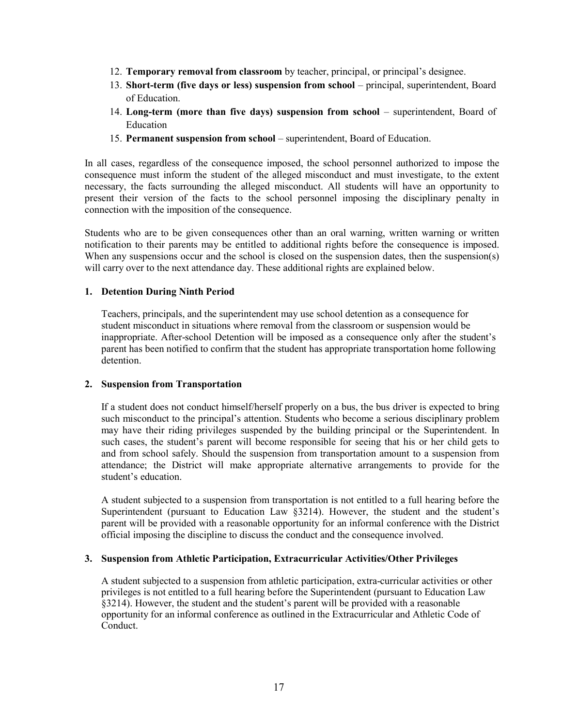12. **Temporary removal from classroom** by teacher, principal, or principal's designee.
13. **Short-term (five days or less) suspension from school** – principal, superintendent, Board of Education.
14. **Long-term (more than five days) suspension from school** – superintendent, Board of Education
15. **Permanent suspension from school** – superintendent, Board of Education.

In all cases, regardless of the consequence imposed, the school personnel authorized to impose the consequence must inform the student of the alleged misconduct and must investigate, to the extent necessary, the facts surrounding the alleged misconduct. All students will have an opportunity to present their version of the facts to the school personnel imposing the disciplinary penalty in connection with the imposition of the consequence.

Students who are to be given consequences other than an oral warning, written warning or written notification to their parents may be entitled to additional rights before the consequence is imposed. When any suspensions occur and the school is closed on the suspension dates, then the suspension(s) will carry over to the next attendance day. These additional rights are explained below.

**1. Detention During Ninth Period**

Teachers, principals, and the superintendent may use school detention as a consequence for student misconduct in situations where removal from the classroom or suspension would be inappropriate. After-school Detention will be imposed as a consequence only after the student's parent has been notified to confirm that the student has appropriate transportation home following detention.

**2. Suspension from Transportation**

If a student does not conduct himself/herself properly on a bus, the bus driver is expected to bring such misconduct to the principal's attention. Students who become a serious disciplinary problem may have their riding privileges suspended by the building principal or the Superintendent. In such cases, the student's parent will become responsible for seeing that his or her child gets to and from school safely. Should the suspension from transportation amount to a suspension from attendance; the District will make appropriate alternative arrangements to provide for the student's education.

A student subjected to a suspension from transportation is not entitled to a full hearing before the Superintendent (pursuant to Education Law §3214). However, the student and the student's parent will be provided with a reasonable opportunity for an informal conference with the District official imposing the discipline to discuss the conduct and the consequence involved.

**3. Suspension from Athletic Participation, Extracurricular Activities/Other Privileges**

A student subjected to a suspension from athletic participation, extra-curricular activities or other privileges is not entitled to a full hearing before the Superintendent (pursuant to Education Law §3214). However, the student and the student's parent will be provided with a reasonable opportunity for an informal conference as outlined in the Extracurricular and Athletic Code of Conduct.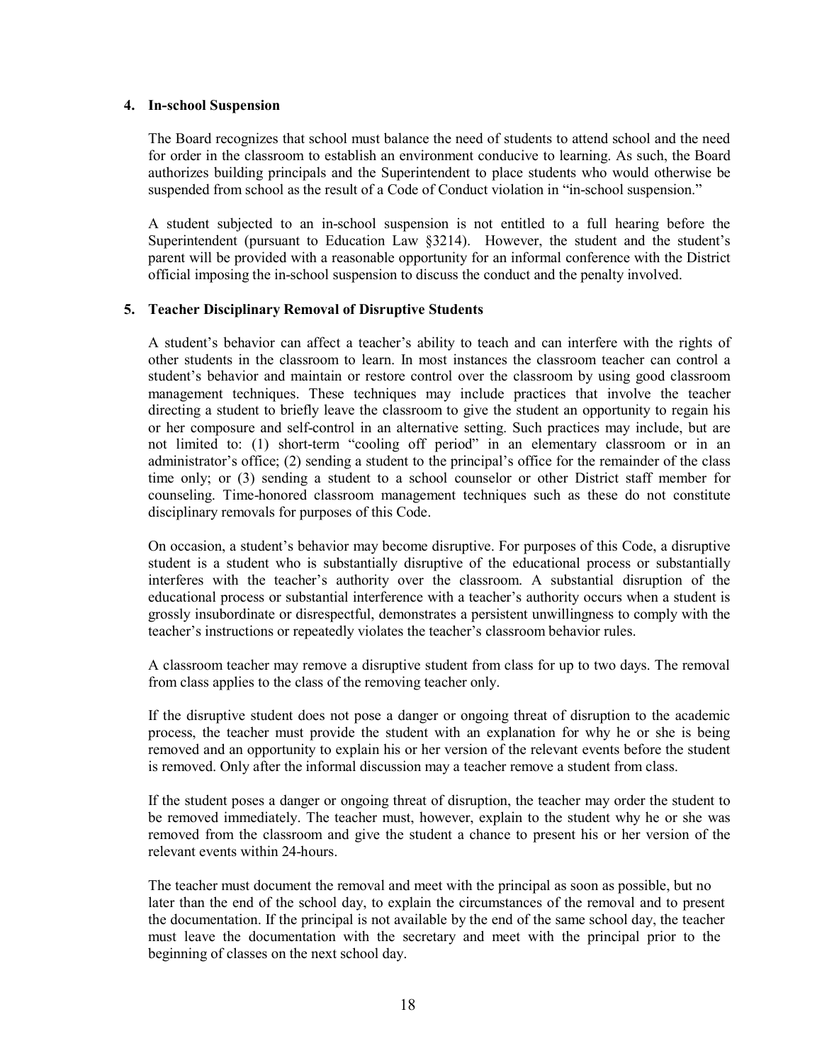#### 4. In-school Suspension

The Board recognizes that school must balance the need of students to attend school and the need for order in the classroom to establish an environment conducive to learning. As such, the Board authorizes building principals and the Superintendent to place students who would otherwise be suspended from school as the result of a Code of Conduct violation in "in-school suspension."

A student subjected to an in-school suspension is not entitled to a full hearing before the Superintendent (pursuant to Education Law §3214). However, the student and the student's parent will be provided with a reasonable opportunity for an informal conference with the District official imposing the in-school suspension to discuss the conduct and the penalty involved.

#### 5. Teacher Disciplinary Removal of Disruptive Students

A student's behavior can affect a teacher's ability to teach and can interfere with the rights of other students in the classroom to learn. In most instances the classroom teacher can control a student's behavior and maintain or restore control over the classroom by using good classroom management techniques. These techniques may include practices that involve the teacher directing a student to briefly leave the classroom to give the student an opportunity to regain his or her composure and self-control in an alternative setting. Such practices may include, but are not limited to: (1) short-term "cooling off period" in an elementary classroom or in an administrator's office; (2) sending a student to the principal's office for the remainder of the class time only; or (3) sending a student to a school counselor or other District staff member for counseling. Time-honored classroom management techniques such as these do not constitute disciplinary removals for purposes of this Code.

On occasion, a student's behavior may become disruptive. For purposes of this Code, a disruptive student is a student who is substantially disruptive of the educational process or substantially interferes with the teacher's authority over the classroom. A substantial disruption of the educational process or substantial interference with a teacher's authority occurs when a student is grossly insubordinate or disrespectful, demonstrates a persistent unwillingness to comply with the teacher's instructions or repeatedly violates the teacher's classroom behavior rules.

A classroom teacher may remove a disruptive student from class for up to two days. The removal from class applies to the class of the removing teacher only.

If the disruptive student does not pose a danger or ongoing threat of disruption to the academic process, the teacher must provide the student with an explanation for why he or she is being removed and an opportunity to explain his or her version of the relevant events before the student is removed. Only after the informal discussion may a teacher remove a student from class.

If the student poses a danger or ongoing threat of disruption, the teacher may order the student to be removed immediately. The teacher must, however, explain to the student why he or she was removed from the classroom and give the student a chance to present his or her version of the relevant events within 24-hours.

The teacher must document the removal and meet with the principal as soon as possible, but no later than the end of the school day, to explain the circumstances of the removal and to present the documentation. If the principal is not available by the end of the same school day, the teacher must leave the documentation with the secretary and meet with the principal prior to the beginning of classes on the next school day.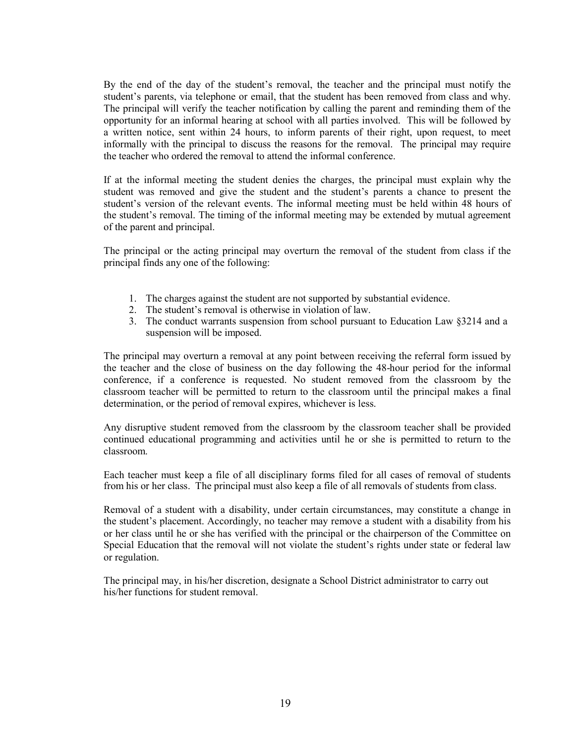By the end of the day of the student's removal, the teacher and the principal must notify the student's parents, via telephone or email, that the student has been removed from class and why. The principal will verify the teacher notification by calling the parent and reminding them of the opportunity for an informal hearing at school with all parties involved. This will be followed by a written notice, sent within 24 hours, to inform parents of their right, upon request, to meet informally with the principal to discuss the reasons for the removal. The principal may require the teacher who ordered the removal to attend the informal conference.

If at the informal meeting the student denies the charges, the principal must explain why the student was removed and give the student and the student's parents a chance to present the student's version of the relevant events. The informal meeting must be held within 48 hours of the student's removal. The timing of the informal meeting may be extended by mutual agreement of the parent and principal.

The principal or the acting principal may overturn the removal of the student from class if the principal finds any one of the following:

1. The charges against the student are not supported by substantial evidence.
2. The student's removal is otherwise in violation of law.
3. The conduct warrants suspension from school pursuant to Education Law §3214 and a suspension will be imposed.

The principal may overturn a removal at any point between receiving the referral form issued by the teacher and the close of business on the day following the 48-hour period for the informal conference, if a conference is requested. No student removed from the classroom by the classroom teacher will be permitted to return to the classroom until the principal makes a final determination, or the period of removal expires, whichever is less.

Any disruptive student removed from the classroom by the classroom teacher shall be provided continued educational programming and activities until he or she is permitted to return to the classroom.

Each teacher must keep a file of all disciplinary forms filed for all cases of removal of students from his or her class. The principal must also keep a file of all removals of students from class.

Removal of a student with a disability, under certain circumstances, may constitute a change in the student's placement. Accordingly, no teacher may remove a student with a disability from his or her class until he or she has verified with the principal or the chairperson of the Committee on Special Education that the removal will not violate the student's rights under state or federal law or regulation.

The principal may, in his/her discretion, designate a School District administrator to carry out his/her functions for student removal.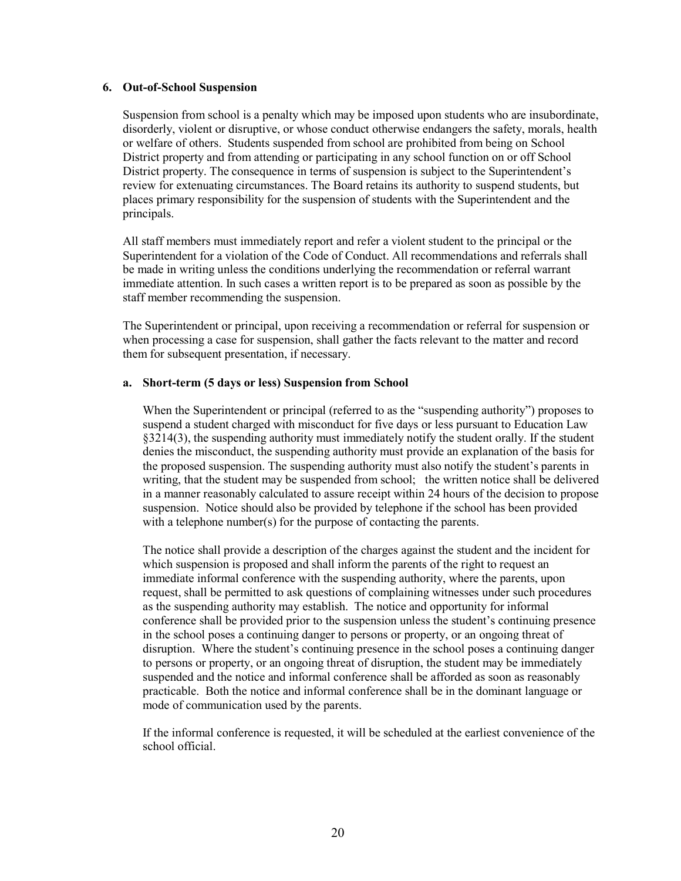### 6. Out-of-School Suspension

Suspension from school is a penalty which may be imposed upon students who are insubordinate, disorderly, violent or disruptive, or whose conduct otherwise endangers the safety, morals, health or welfare of others. Students suspended from school are prohibited from being on School District property and from attending or participating in any school function on or off School District property. The consequence in terms of suspension is subject to the Superintendent's review for extenuating circumstances. The Board retains its authority to suspend students, but places primary responsibility for the suspension of students with the Superintendent and the principals.

All staff members must immediately report and refer a violent student to the principal or the Superintendent for a violation of the Code of Conduct. All recommendations and referrals shall be made in writing unless the conditions underlying the recommendation or referral warrant immediate attention. In such cases a written report is to be prepared as soon as possible by the staff member recommending the suspension.

The Superintendent or principal, upon receiving a recommendation or referral for suspension or when processing a case for suspension, shall gather the facts relevant to the matter and record them for subsequent presentation, if necessary.

#### a. Short-term (5 days or less) Suspension from School

When the Superintendent or principal (referred to as the "suspending authority") proposes to suspend a student charged with misconduct for five days or less pursuant to Education Law §3214(3), the suspending authority must immediately notify the student orally. If the student denies the misconduct, the suspending authority must provide an explanation of the basis for the proposed suspension. The suspending authority must also notify the student's parents in writing, that the student may be suspended from school; the written notice shall be delivered in a manner reasonably calculated to assure receipt within 24 hours of the decision to propose suspension. Notice should also be provided by telephone if the school has been provided with a telephone number(s) for the purpose of contacting the parents.

The notice shall provide a description of the charges against the student and the incident for which suspension is proposed and shall inform the parents of the right to request an immediate informal conference with the suspending authority, where the parents, upon request, shall be permitted to ask questions of complaining witnesses under such procedures as the suspending authority may establish. The notice and opportunity for informal conference shall be provided prior to the suspension unless the student's continuing presence in the school poses a continuing danger to persons or property, or an ongoing threat of disruption. Where the student's continuing presence in the school poses a continuing danger to persons or property, or an ongoing threat of disruption, the student may be immediately suspended and the notice and informal conference shall be afforded as soon as reasonably practicable. Both the notice and informal conference shall be in the dominant language or mode of communication used by the parents.

If the informal conference is requested, it will be scheduled at the earliest convenience of the school official.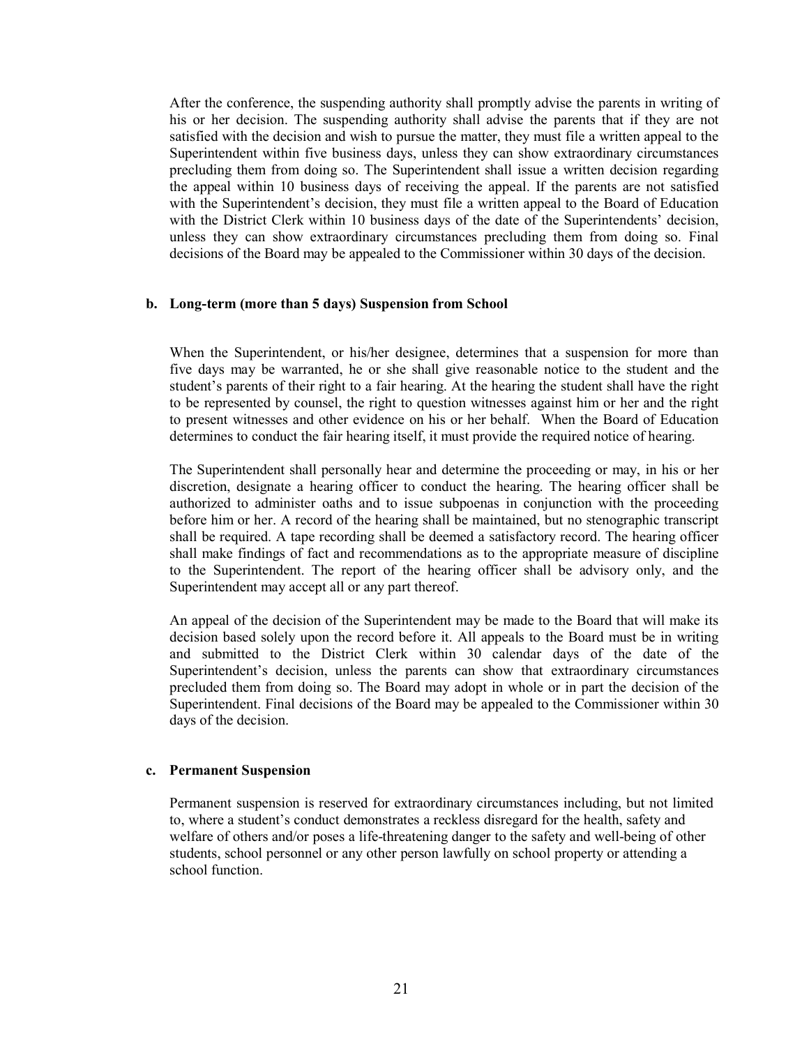After the conference, the suspending authority shall promptly advise the parents in writing of his or her decision. The suspending authority shall advise the parents that if they are not satisfied with the decision and wish to pursue the matter, they must file a written appeal to the Superintendent within five business days, unless they can show extraordinary circumstances precluding them from doing so. The Superintendent shall issue a written decision regarding the appeal within 10 business days of receiving the appeal. If the parents are not satisfied with the Superintendent's decision, they must file a written appeal to the Board of Education with the District Clerk within 10 business days of the date of the Superintendents' decision, unless they can show extraordinary circumstances precluding them from doing so. Final decisions of the Board may be appealed to the Commissioner within 30 days of the decision.

**b. Long-term (more than 5 days) Suspension from School**

When the Superintendent, or his/her designee, determines that a suspension for more than five days may be warranted, he or she shall give reasonable notice to the student and the student's parents of their right to a fair hearing. At the hearing the student shall have the right to be represented by counsel, the right to question witnesses against him or her and the right to present witnesses and other evidence on his or her behalf. When the Board of Education determines to conduct the fair hearing itself, it must provide the required notice of hearing.

The Superintendent shall personally hear and determine the proceeding or may, in his or her discretion, designate a hearing officer to conduct the hearing. The hearing officer shall be authorized to administer oaths and to issue subpoenas in conjunction with the proceeding before him or her. A record of the hearing shall be maintained, but no stenographic transcript shall be required. A tape recording shall be deemed a satisfactory record. The hearing officer shall make findings of fact and recommendations as to the appropriate measure of discipline to the Superintendent. The report of the hearing officer shall be advisory only, and the Superintendent may accept all or any part thereof.

An appeal of the decision of the Superintendent may be made to the Board that will make its decision based solely upon the record before it. All appeals to the Board must be in writing and submitted to the District Clerk within 30 calendar days of the date of the Superintendent's decision, unless the parents can show that extraordinary circumstances precluded them from doing so. The Board may adopt in whole or in part the decision of the Superintendent. Final decisions of the Board may be appealed to the Commissioner within 30 days of the decision.

**c. Permanent Suspension**

Permanent suspension is reserved for extraordinary circumstances including, but not limited to, where a student's conduct demonstrates a reckless disregard for the health, safety and welfare of others and/or poses a life-threatening danger to the safety and well-being of other students, school personnel or any other person lawfully on school property or attending a school function.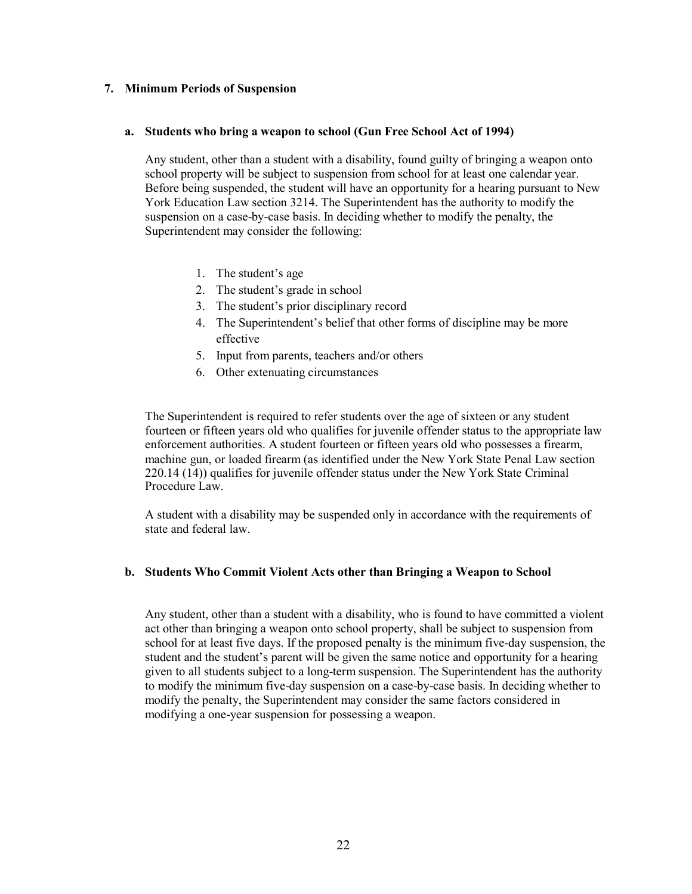## 7. Minimum Periods of Suspension

### a. Students who bring a weapon to school (Gun Free School Act of 1994)

Any student, other than a student with a disability, found guilty of bringing a weapon onto school property will be subject to suspension from school for at least one calendar year. Before being suspended, the student will have an opportunity for a hearing pursuant to New York Education Law section 3214. The Superintendent has the authority to modify the suspension on a case-by-case basis. In deciding whether to modify the penalty, the Superintendent may consider the following:

1. The student's age
2. The student's grade in school
3. The student's prior disciplinary record
4. The Superintendent's belief that other forms of discipline may be more effective
5. Input from parents, teachers and/or others
6. Other extenuating circumstances

The Superintendent is required to refer students over the age of sixteen or any student fourteen or fifteen years old who qualifies for juvenile offender status to the appropriate law enforcement authorities. A student fourteen or fifteen years old who possesses a firearm, machine gun, or loaded firearm (as identified under the New York State Penal Law section 220.14 (14)) qualifies for juvenile offender status under the New York State Criminal Procedure Law.

A student with a disability may be suspended only in accordance with the requirements of state and federal law.

### b. Students Who Commit Violent Acts other than Bringing a Weapon to School

Any student, other than a student with a disability, who is found to have committed a violent act other than bringing a weapon onto school property, shall be subject to suspension from school for at least five days. If the proposed penalty is the minimum five-day suspension, the student and the student's parent will be given the same notice and opportunity for a hearing given to all students subject to a long-term suspension. The Superintendent has the authority to modify the minimum five-day suspension on a case-by-case basis. In deciding whether to modify the penalty, the Superintendent may consider the same factors considered in modifying a one-year suspension for possessing a weapon.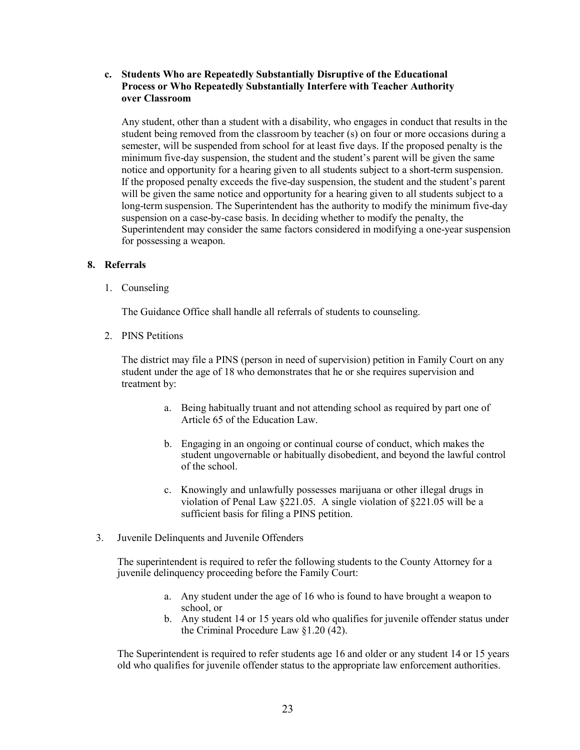#### c. Students Who are Repeatedly Substantially Disruptive of the Educational Process or Who Repeatedly Substantially Interfere with Teacher Authority over Classroom

Any student, other than a student with a disability, who engages in conduct that results in the student being removed from the classroom by teacher (s) on four or more occasions during a semester, will be suspended from school for at least five days. If the proposed penalty is the minimum five-day suspension, the student and the student's parent will be given the same notice and opportunity for a hearing given to all students subject to a short-term suspension. If the proposed penalty exceeds the five-day suspension, the student and the student's parent will be given the same notice and opportunity for a hearing given to all students subject to a long-term suspension. The Superintendent has the authority to modify the minimum five-day suspension on a case-by-case basis. In deciding whether to modify the penalty, the Superintendent may consider the same factors considered in modifying a one-year suspension for possessing a weapon.

### 8. Referrals

1. Counseling

   The Guidance Office shall handle all referrals of students to counseling.

2. PINS Petitions

   The district may file a PINS (person in need of supervision) petition in Family Court on any student under the age of 18 who demonstrates that he or she requires supervision and treatment by:

   a. Being habitually truant and not attending school as required by part one of Article 65 of the Education Law.

   b. Engaging in an ongoing or continual course of conduct, which makes the student ungovernable or habitually disobedient, and beyond the lawful control of the school.

   c. Knowingly and unlawfully possesses marijuana or other illegal drugs in violation of Penal Law §221.05. A single violation of §221.05 will be a sufficient basis for filing a PINS petition.

3. Juvenile Delinquents and Juvenile Offenders

   The superintendent is required to refer the following students to the County Attorney for a juvenile delinquency proceeding before the Family Court:

   a. Any student under the age of 16 who is found to have brought a weapon to school, or
   b. Any student 14 or 15 years old who qualifies for juvenile offender status under the Criminal Procedure Law §1.20 (42).

   The Superintendent is required to refer students age 16 and older or any student 14 or 15 years old who qualifies for juvenile offender status to the appropriate law enforcement authorities.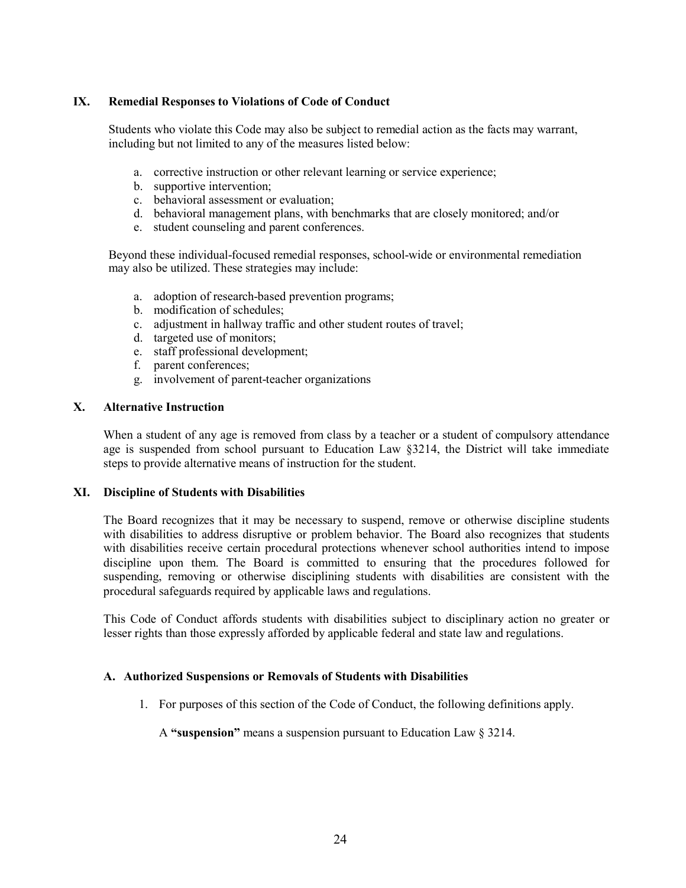## IX. Remedial Responses to Violations of Code of Conduct

Students who violate this Code may also be subject to remedial action as the facts may warrant, including but not limited to any of the measures listed below:

a. corrective instruction or other relevant learning or service experience;
b. supportive intervention;
c. behavioral assessment or evaluation;
d. behavioral management plans, with benchmarks that are closely monitored; and/or
e. student counseling and parent conferences.

Beyond these individual-focused remedial responses, school-wide or environmental remediation may also be utilized. These strategies may include:

a. adoption of research-based prevention programs;
b. modification of schedules;
c. adjustment in hallway traffic and other student routes of travel;
d. targeted use of monitors;
e. staff professional development;
f. parent conferences;
g. involvement of parent-teacher organizations

## X. Alternative Instruction

When a student of any age is removed from class by a teacher or a student of compulsory attendance age is suspended from school pursuant to Education Law §3214, the District will take immediate steps to provide alternative means of instruction for the student.

## XI. Discipline of Students with Disabilities

The Board recognizes that it may be necessary to suspend, remove or otherwise discipline students with disabilities to address disruptive or problem behavior. The Board also recognizes that students with disabilities receive certain procedural protections whenever school authorities intend to impose discipline upon them. The Board is committed to ensuring that the procedures followed for suspending, removing or otherwise disciplining students with disabilities are consistent with the procedural safeguards required by applicable laws and regulations.

This Code of Conduct affords students with disabilities subject to disciplinary action no greater or lesser rights than those expressly afforded by applicable federal and state law and regulations.

### A. Authorized Suspensions or Removals of Students with Disabilities

1. For purposes of this section of the Code of Conduct, the following definitions apply.

   A **"suspension"** means a suspension pursuant to Education Law § 3214.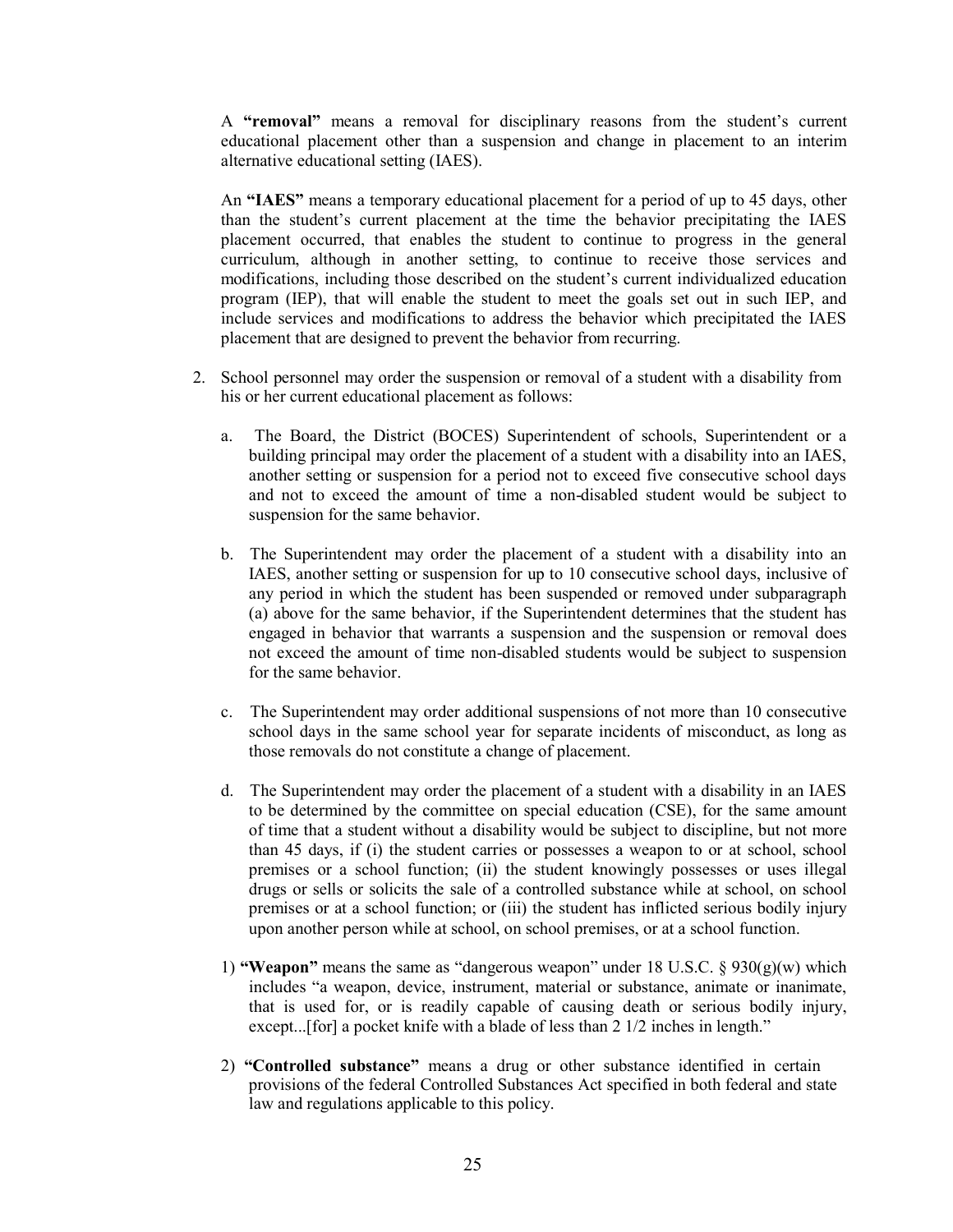A **"removal"** means a removal for disciplinary reasons from the student's current educational placement other than a suspension and change in placement to an interim alternative educational setting (IAES).

An **"IAES"** means a temporary educational placement for a period of up to 45 days, other than the student's current placement at the time the behavior precipitating the IAES placement occurred, that enables the student to continue to progress in the general curriculum, although in another setting, to continue to receive those services and modifications, including those described on the student's current individualized education program (IEP), that will enable the student to meet the goals set out in such IEP, and include services and modifications to address the behavior which precipitated the IAES placement that are designed to prevent the behavior from recurring.

2. School personnel may order the suspension or removal of a student with a disability from his or her current educational placement as follows:

   a. The Board, the District (BOCES) Superintendent of schools, Superintendent or a building principal may order the placement of a student with a disability into an IAES, another setting or suspension for a period not to exceed five consecutive school days and not to exceed the amount of time a non-disabled student would be subject to suspension for the same behavior.

   b. The Superintendent may order the placement of a student with a disability into an IAES, another setting or suspension for up to 10 consecutive school days, inclusive of any period in which the student has been suspended or removed under subparagraph (a) above for the same behavior, if the Superintendent determines that the student has engaged in behavior that warrants a suspension and the suspension or removal does not exceed the amount of time non-disabled students would be subject to suspension for the same behavior.

   c. The Superintendent may order additional suspensions of not more than 10 consecutive school days in the same school year for separate incidents of misconduct, as long as those removals do not constitute a change of placement.

   d. The Superintendent may order the placement of a student with a disability in an IAES to be determined by the committee on special education (CSE), for the same amount of time that a student without a disability would be subject to discipline, but not more than 45 days, if (i) the student carries or possesses a weapon to or at school, school premises or a school function; (ii) the student knowingly possesses or uses illegal drugs or sells or solicits the sale of a controlled substance while at school, on school premises or at a school function; or (iii) the student has inflicted serious bodily injury upon another person while at school, on school premises, or at a school function.

   1) **"Weapon"** means the same as "dangerous weapon" under 18 U.S.C. § 930(g)(w) which includes "a weapon, device, instrument, material or substance, animate or inanimate, that is used for, or is readily capable of causing death or serious bodily injury, except...[for] a pocket knife with a blade of less than 2 1/2 inches in length."

   2) **"Controlled substance"** means a drug or other substance identified in certain provisions of the federal Controlled Substances Act specified in both federal and state law and regulations applicable to this policy.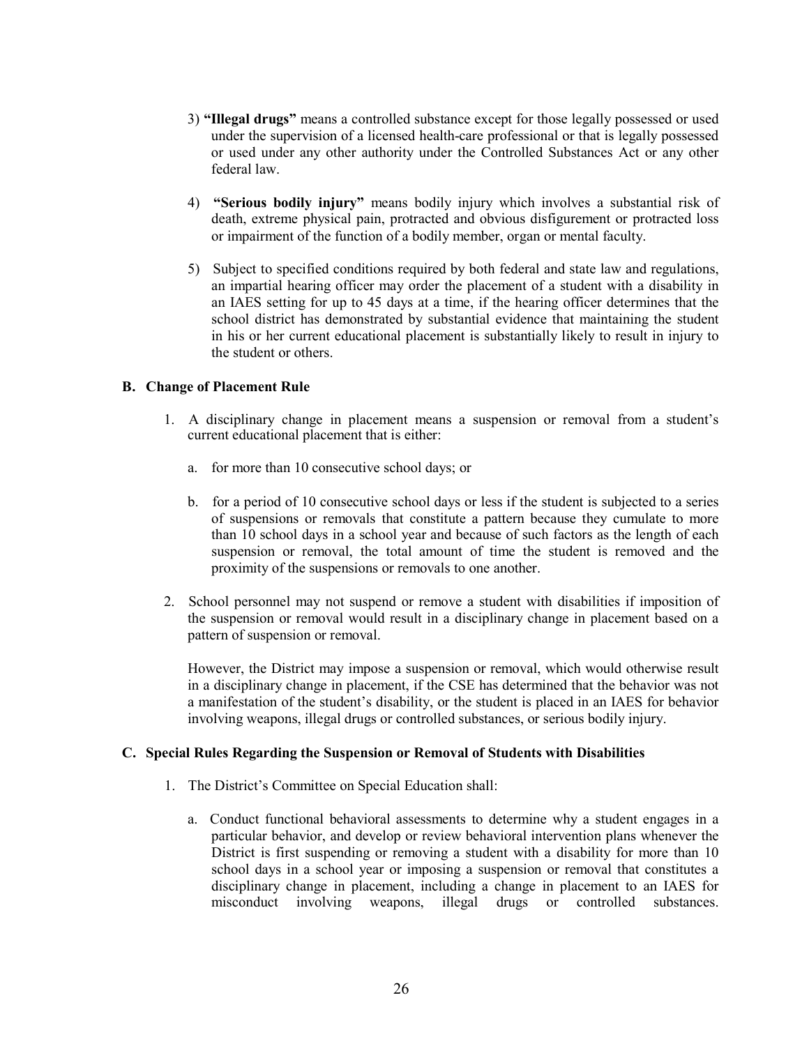3) **"Illegal drugs"** means a controlled substance except for those legally possessed or used under the supervision of a licensed health-care professional or that is legally possessed or used under any other authority under the Controlled Substances Act or any other federal law.

4) **"Serious bodily injury"** means bodily injury which involves a substantial risk of death, extreme physical pain, protracted and obvious disfigurement or protracted loss or impairment of the function of a bodily member, organ or mental faculty.

5) Subject to specified conditions required by both federal and state law and regulations, an impartial hearing officer may order the placement of a student with a disability in an IAES setting for up to 45 days at a time, if the hearing officer determines that the school district has demonstrated by substantial evidence that maintaining the student in his or her current educational placement is substantially likely to result in injury to the student or others.

### B. Change of Placement Rule

1. A disciplinary change in placement means a suspension or removal from a student's current educational placement that is either:

   a. for more than 10 consecutive school days; or

   b. for a period of 10 consecutive school days or less if the student is subjected to a series of suspensions or removals that constitute a pattern because they cumulate to more than 10 school days in a school year and because of such factors as the length of each suspension or removal, the total amount of time the student is removed and the proximity of the suspensions or removals to one another.

2. School personnel may not suspend or remove a student with disabilities if imposition of the suspension or removal would result in a disciplinary change in placement based on a pattern of suspension or removal.

   However, the District may impose a suspension or removal, which would otherwise result in a disciplinary change in placement, if the CSE has determined that the behavior was not a manifestation of the student's disability, or the student is placed in an IAES for behavior involving weapons, illegal drugs or controlled substances, or serious bodily injury.

### C. Special Rules Regarding the Suspension or Removal of Students with Disabilities

1. The District's Committee on Special Education shall:

   a. Conduct functional behavioral assessments to determine why a student engages in a particular behavior, and develop or review behavioral intervention plans whenever the District is first suspending or removing a student with a disability for more than 10 school days in a school year or imposing a suspension or removal that constitutes a disciplinary change in placement, including a change in placement to an IAES for misconduct involving weapons, illegal drugs or controlled substances.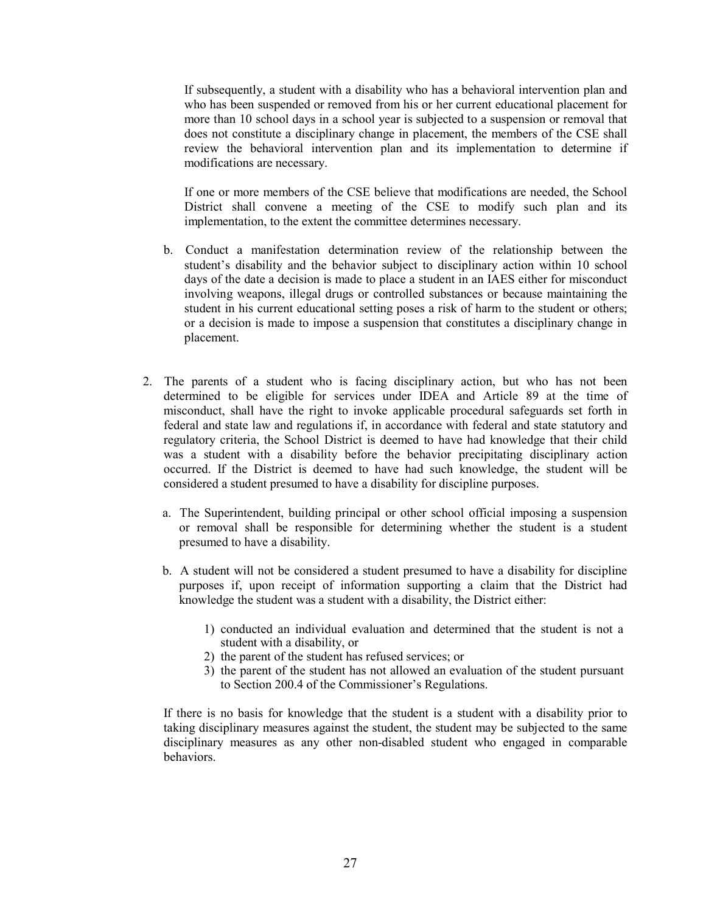If subsequently, a student with a disability who has a behavioral intervention plan and who has been suspended or removed from his or her current educational placement for more than 10 school days in a school year is subjected to a suspension or removal that does not constitute a disciplinary change in placement, the members of the CSE shall review the behavioral intervention plan and its implementation to determine if modifications are necessary.

If one or more members of the CSE believe that modifications are needed, the School District shall convene a meeting of the CSE to modify such plan and its implementation, to the extent the committee determines necessary.

b. Conduct a manifestation determination review of the relationship between the student's disability and the behavior subject to disciplinary action within 10 school days of the date a decision is made to place a student in an IAES either for misconduct involving weapons, illegal drugs or controlled substances or because maintaining the student in his current educational setting poses a risk of harm to the student or others; or a decision is made to impose a suspension that constitutes a disciplinary change in placement.

2. The parents of a student who is facing disciplinary action, but who has not been determined to be eligible for services under IDEA and Article 89 at the time of misconduct, shall have the right to invoke applicable procedural safeguards set forth in federal and state law and regulations if, in accordance with federal and state statutory and regulatory criteria, the School District is deemed to have had knowledge that their child was a student with a disability before the behavior precipitating disciplinary action occurred. If the District is deemed to have had such knowledge, the student will be considered a student presumed to have a disability for discipline purposes.

   a. The Superintendent, building principal or other school official imposing a suspension or removal shall be responsible for determining whether the student is a student presumed to have a disability.

   b. A student will not be considered a student presumed to have a disability for discipline purposes if, upon receipt of information supporting a claim that the District had knowledge the student was a student with a disability, the District either:

      1) conducted an individual evaluation and determined that the student is not a student with a disability, or
      2) the parent of the student has refused services; or
      3) the parent of the student has not allowed an evaluation of the student pursuant to Section 200.4 of the Commissioner's Regulations.

   If there is no basis for knowledge that the student is a student with a disability prior to taking disciplinary measures against the student, the student may be subjected to the same disciplinary measures as any other non-disabled student who engaged in comparable behaviors.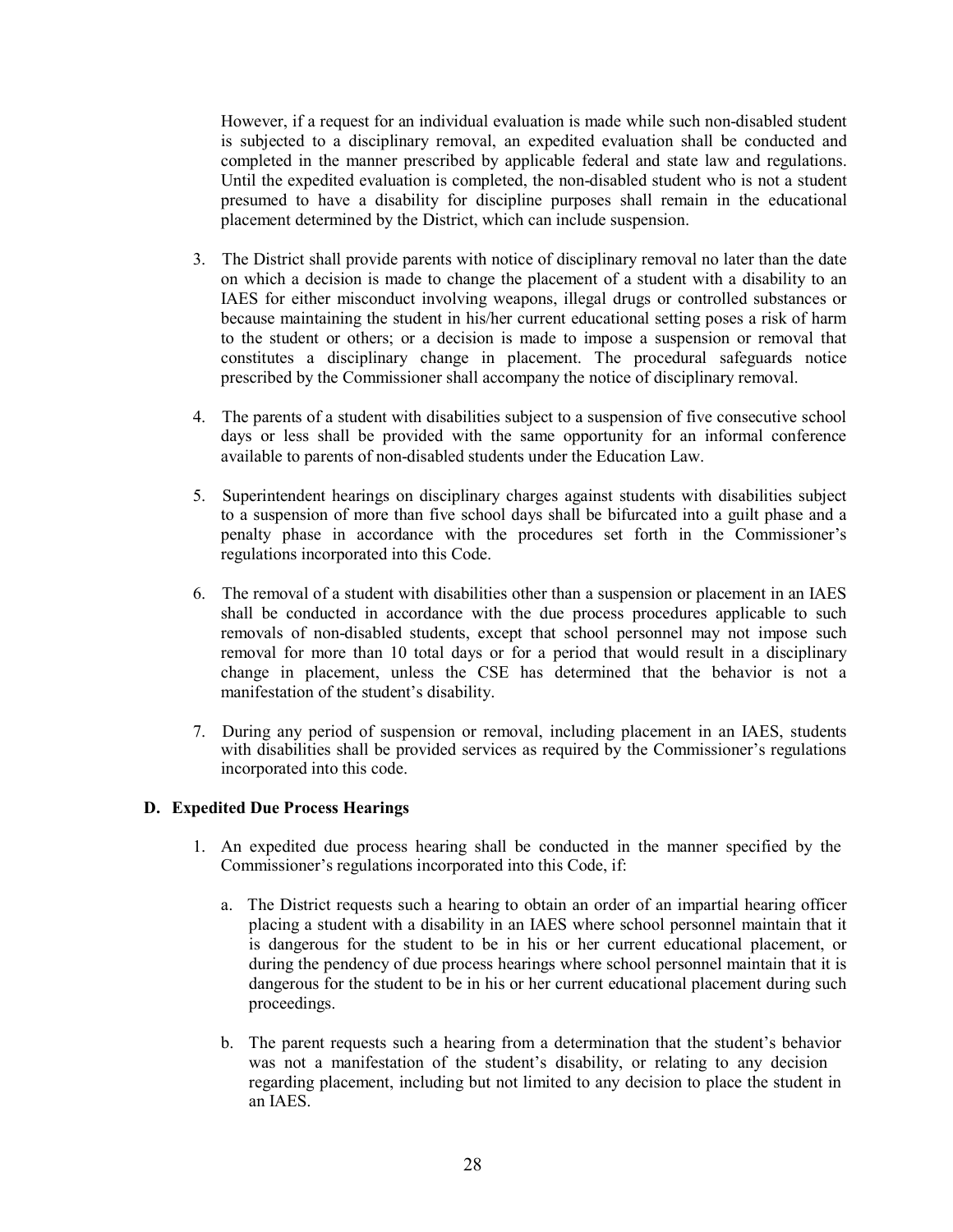However, if a request for an individual evaluation is made while such non-disabled student is subjected to a disciplinary removal, an expedited evaluation shall be conducted and completed in the manner prescribed by applicable federal and state law and regulations. Until the expedited evaluation is completed, the non-disabled student who is not a student presumed to have a disability for discipline purposes shall remain in the educational placement determined by the District, which can include suspension.

3. The District shall provide parents with notice of disciplinary removal no later than the date on which a decision is made to change the placement of a student with a disability to an IAES for either misconduct involving weapons, illegal drugs or controlled substances or because maintaining the student in his/her current educational setting poses a risk of harm to the student or others; or a decision is made to impose a suspension or removal that constitutes a disciplinary change in placement. The procedural safeguards notice prescribed by the Commissioner shall accompany the notice of disciplinary removal.

4. The parents of a student with disabilities subject to a suspension of five consecutive school days or less shall be provided with the same opportunity for an informal conference available to parents of non-disabled students under the Education Law.

5. Superintendent hearings on disciplinary charges against students with disabilities subject to a suspension of more than five school days shall be bifurcated into a guilt phase and a penalty phase in accordance with the procedures set forth in the Commissioner's regulations incorporated into this Code.

6. The removal of a student with disabilities other than a suspension or placement in an IAES shall be conducted in accordance with the due process procedures applicable to such removals of non-disabled students, except that school personnel may not impose such removal for more than 10 total days or for a period that would result in a disciplinary change in placement, unless the CSE has determined that the behavior is not a manifestation of the student's disability.

7. During any period of suspension or removal, including placement in an IAES, students with disabilities shall be provided services as required by the Commissioner's regulations incorporated into this code.

### D. Expedited Due Process Hearings

1. An expedited due process hearing shall be conducted in the manner specified by the Commissioner's regulations incorporated into this Code, if:

   a. The District requests such a hearing to obtain an order of an impartial hearing officer placing a student with a disability in an IAES where school personnel maintain that it is dangerous for the student to be in his or her current educational placement, or during the pendency of due process hearings where school personnel maintain that it is dangerous for the student to be in his or her current educational placement during such proceedings.

   b. The parent requests such a hearing from a determination that the student's behavior was not a manifestation of the student's disability, or relating to any decision regarding placement, including but not limited to any decision to place the student in an IAES.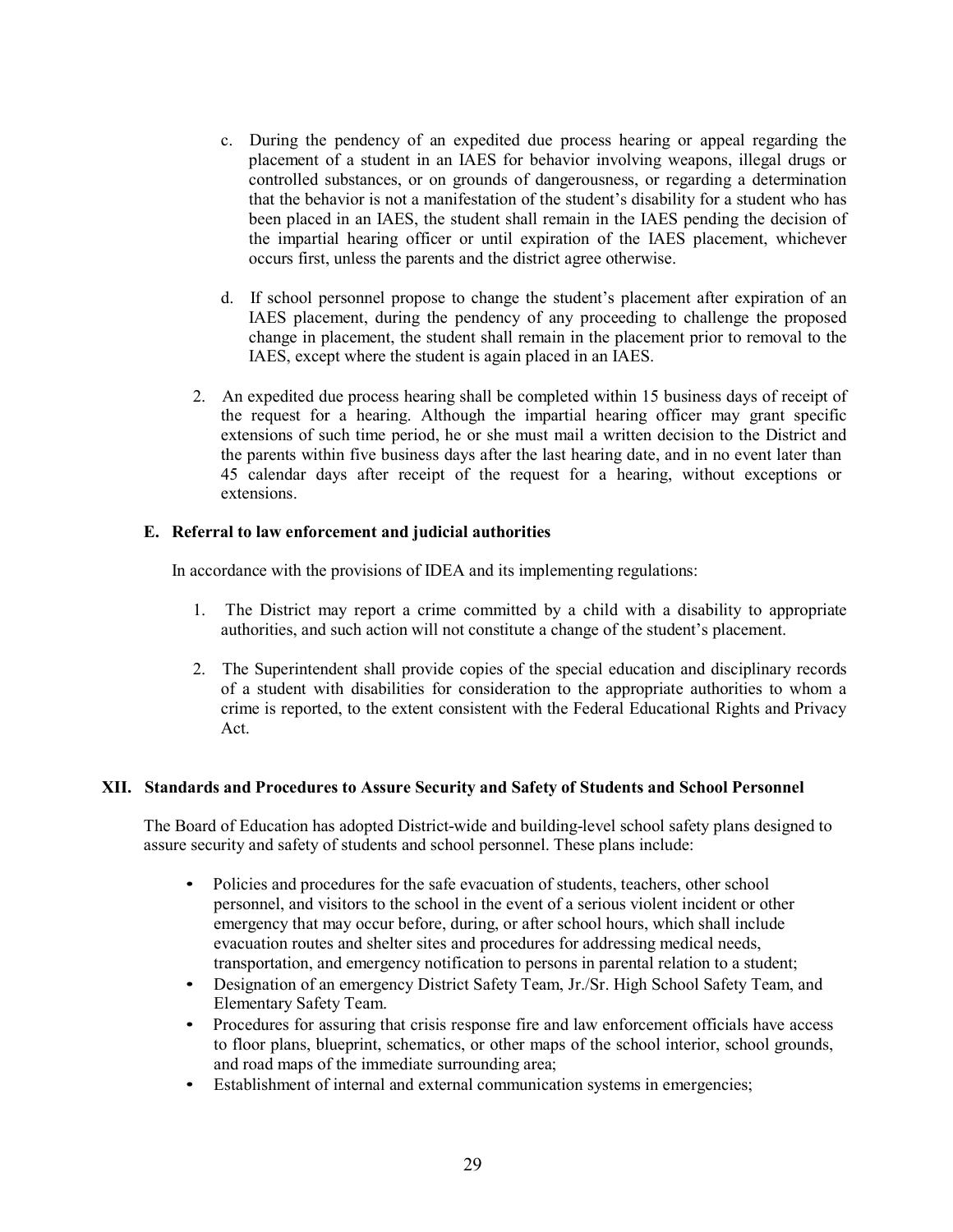c. During the pendency of an expedited due process hearing or appeal regarding the placement of a student in an IAES for behavior involving weapons, illegal drugs or controlled substances, or on grounds of dangerousness, or regarding a determination that the behavior is not a manifestation of the student's disability for a student who has been placed in an IAES, the student shall remain in the IAES pending the decision of the impartial hearing officer or until expiration of the IAES placement, whichever occurs first, unless the parents and the district agree otherwise.

d. If school personnel propose to change the student's placement after expiration of an IAES placement, during the pendency of any proceeding to challenge the proposed change in placement, the student shall remain in the placement prior to removal to the IAES, except where the student is again placed in an IAES.

2. An expedited due process hearing shall be completed within 15 business days of receipt of the request for a hearing. Although the impartial hearing officer may grant specific extensions of such time period, he or she must mail a written decision to the District and the parents within five business days after the last hearing date, and in no event later than 45 calendar days after receipt of the request for a hearing, without exceptions or extensions.

### E. Referral to law enforcement and judicial authorities

In accordance with the provisions of IDEA and its implementing regulations:

1. The District may report a crime committed by a child with a disability to appropriate authorities, and such action will not constitute a change of the student's placement.

2. The Superintendent shall provide copies of the special education and disciplinary records of a student with disabilities for consideration to the appropriate authorities to whom a crime is reported, to the extent consistent with the Federal Educational Rights and Privacy Act.

## XII. Standards and Procedures to Assure Security and Safety of Students and School Personnel

The Board of Education has adopted District-wide and building-level school safety plans designed to assure security and safety of students and school personnel. These plans include:

- Policies and procedures for the safe evacuation of students, teachers, other school personnel, and visitors to the school in the event of a serious violent incident or other emergency that may occur before, during, or after school hours, which shall include evacuation routes and shelter sites and procedures for addressing medical needs, transportation, and emergency notification to persons in parental relation to a student;
- Designation of an emergency District Safety Team, Jr./Sr. High School Safety Team, and Elementary Safety Team.
- Procedures for assuring that crisis response fire and law enforcement officials have access to floor plans, blueprint, schematics, or other maps of the school interior, school grounds, and road maps of the immediate surrounding area;
- Establishment of internal and external communication systems in emergencies;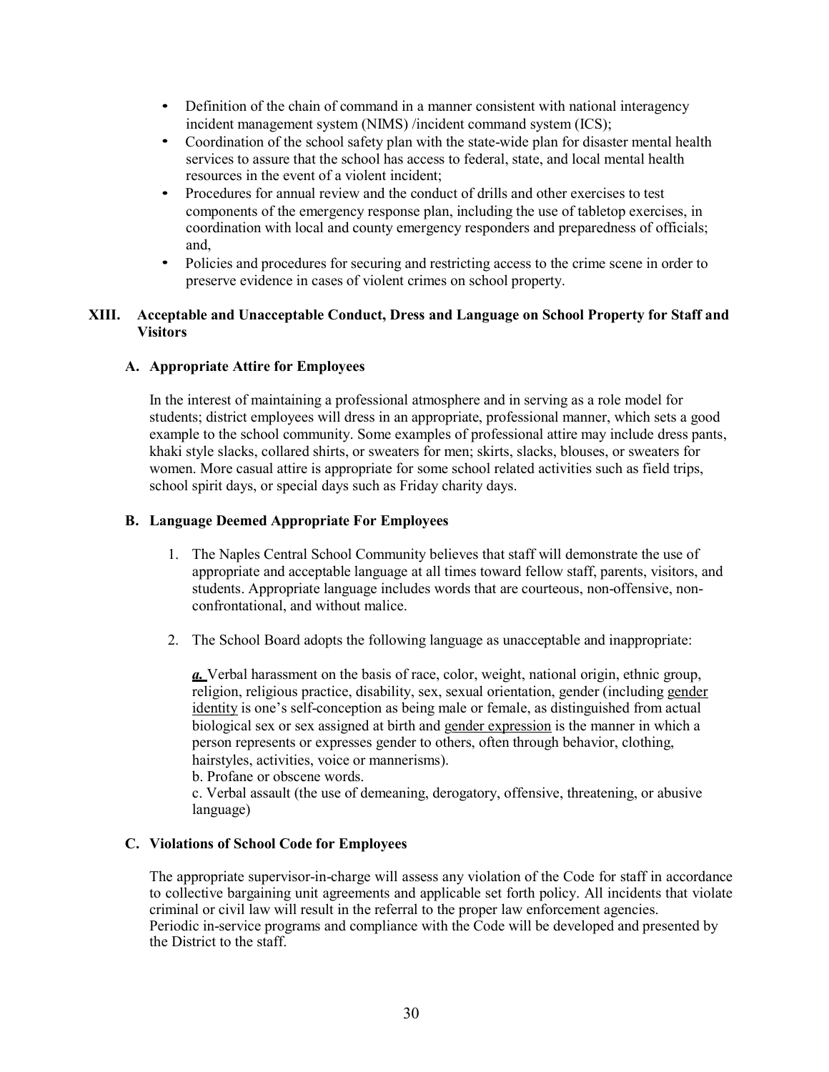- Definition of the chain of command in a manner consistent with national interagency incident management system (NIMS) /incident command system (ICS);
- Coordination of the school safety plan with the state-wide plan for disaster mental health services to assure that the school has access to federal, state, and local mental health resources in the event of a violent incident;
- Procedures for annual review and the conduct of drills and other exercises to test components of the emergency response plan, including the use of tabletop exercises, in coordination with local and county emergency responders and preparedness of officials; and,
- Policies and procedures for securing and restricting access to the crime scene in order to preserve evidence in cases of violent crimes on school property.

## XIII. Acceptable and Unacceptable Conduct, Dress and Language on School Property for Staff and Visitors

### A. Appropriate Attire for Employees

In the interest of maintaining a professional atmosphere and in serving as a role model for students; district employees will dress in an appropriate, professional manner, which sets a good example to the school community. Some examples of professional attire may include dress pants, khaki style slacks, collared shirts, or sweaters for men; skirts, slacks, blouses, or sweaters for women. More casual attire is appropriate for some school related activities such as field trips, school spirit days, or special days such as Friday charity days.

### B. Language Deemed Appropriate For Employees

1. The Naples Central School Community believes that staff will demonstrate the use of appropriate and acceptable language at all times toward fellow staff, parents, visitors, and students. Appropriate language includes words that are courteous, non-offensive, non-confrontational, and without malice.

2. The School Board adopts the following language as unacceptable and inappropriate:

   ***a.*** Verbal harassment on the basis of race, color, weight, national origin, ethnic group, religion, religious practice, disability, sex, sexual orientation, gender (including gender identity is one's self-conception as being male or female, as distinguished from actual biological sex or sex assigned at birth and gender expression is the manner in which a person represents or expresses gender to others, often through behavior, clothing, hairstyles, activities, voice or mannerisms).
   b. Profane or obscene words.
   c. Verbal assault (the use of demeaning, derogatory, offensive, threatening, or abusive language)

### C. Violations of School Code for Employees

The appropriate supervisor-in-charge will assess any violation of the Code for staff in accordance to collective bargaining unit agreements and applicable set forth policy. All incidents that violate criminal or civil law will result in the referral to the proper law enforcement agencies.
Periodic in-service programs and compliance with the Code will be developed and presented by the District to the staff.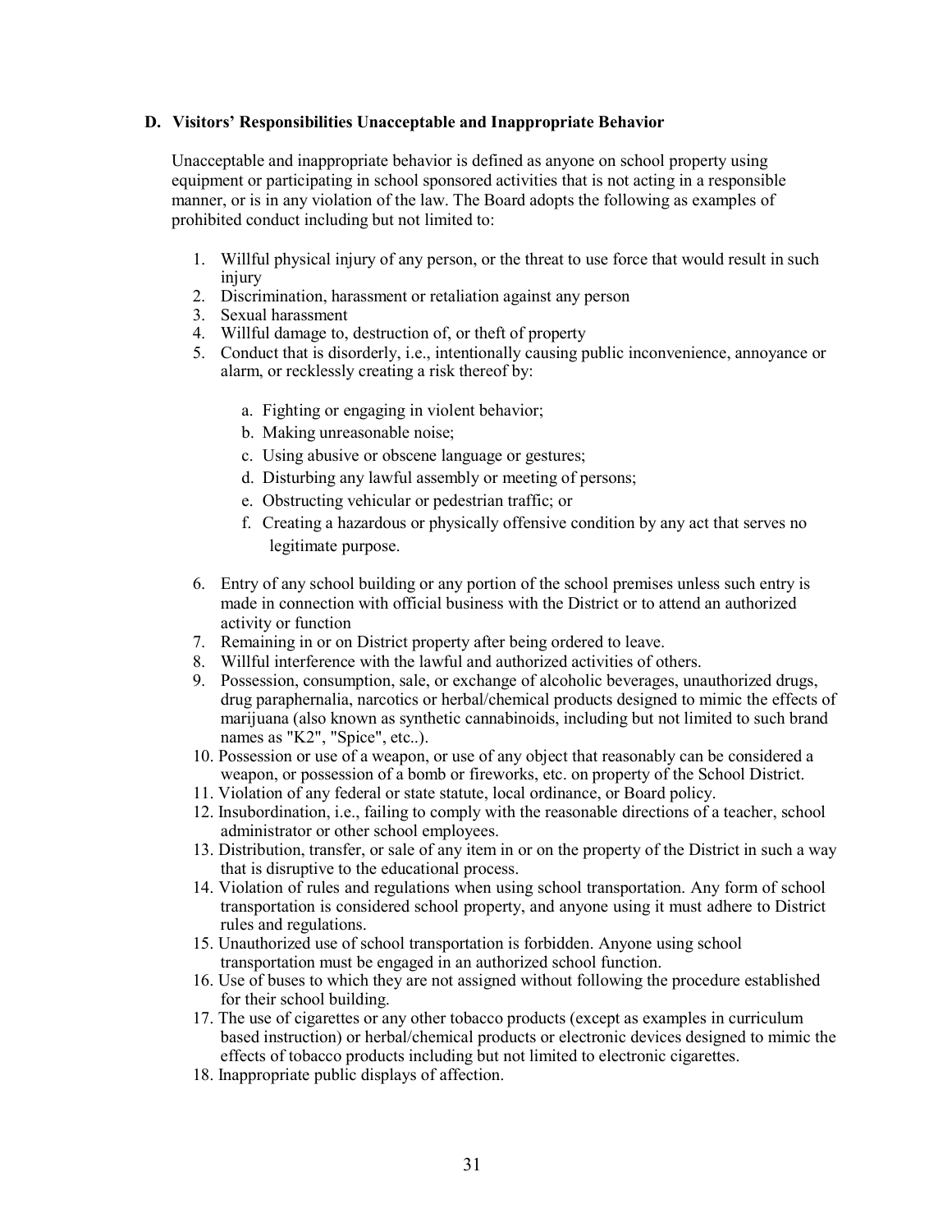### D. Visitors' Responsibilities Unacceptable and Inappropriate Behavior

Unacceptable and inappropriate behavior is defined as anyone on school property using equipment or participating in school sponsored activities that is not acting in a responsible manner, or is in any violation of the law. The Board adopts the following as examples of prohibited conduct including but not limited to:

1. Willful physical injury of any person, or the threat to use force that would result in such injury
2. Discrimination, harassment or retaliation against any person
3. Sexual harassment
4. Willful damage to, destruction of, or theft of property
5. Conduct that is disorderly, i.e., intentionally causing public inconvenience, annoyance or alarm, or recklessly creating a risk thereof by:
    a. Fighting or engaging in violent behavior;
    b. Making unreasonable noise;
    c. Using abusive or obscene language or gestures;
    d. Disturbing any lawful assembly or meeting of persons;
    e. Obstructing vehicular or pedestrian traffic; or
    f. Creating a hazardous or physically offensive condition by any act that serves no legitimate purpose.
6. Entry of any school building or any portion of the school premises unless such entry is made in connection with official business with the District or to attend an authorized activity or function
7. Remaining in or on District property after being ordered to leave.
8. Willful interference with the lawful and authorized activities of others.
9. Possession, consumption, sale, or exchange of alcoholic beverages, unauthorized drugs, drug paraphernalia, narcotics or herbal/chemical products designed to mimic the effects of marijuana (also known as synthetic cannabinoids, including but not limited to such brand names as "K2", "Spice", etc..).
10. Possession or use of a weapon, or use of any object that reasonably can be considered a weapon, or possession of a bomb or fireworks, etc. on property of the School District.
11. Violation of any federal or state statute, local ordinance, or Board policy.
12. Insubordination, i.e., failing to comply with the reasonable directions of a teacher, school administrator or other school employees.
13. Distribution, transfer, or sale of any item in or on the property of the District in such a way that is disruptive to the educational process.
14. Violation of rules and regulations when using school transportation. Any form of school transportation is considered school property, and anyone using it must adhere to District rules and regulations.
15. Unauthorized use of school transportation is forbidden. Anyone using school transportation must be engaged in an authorized school function.
16. Use of buses to which they are not assigned without following the procedure established for their school building.
17. The use of cigarettes or any other tobacco products (except as examples in curriculum based instruction) or herbal/chemical products or electronic devices designed to mimic the effects of tobacco products including but not limited to electronic cigarettes.
18. Inappropriate public displays of affection.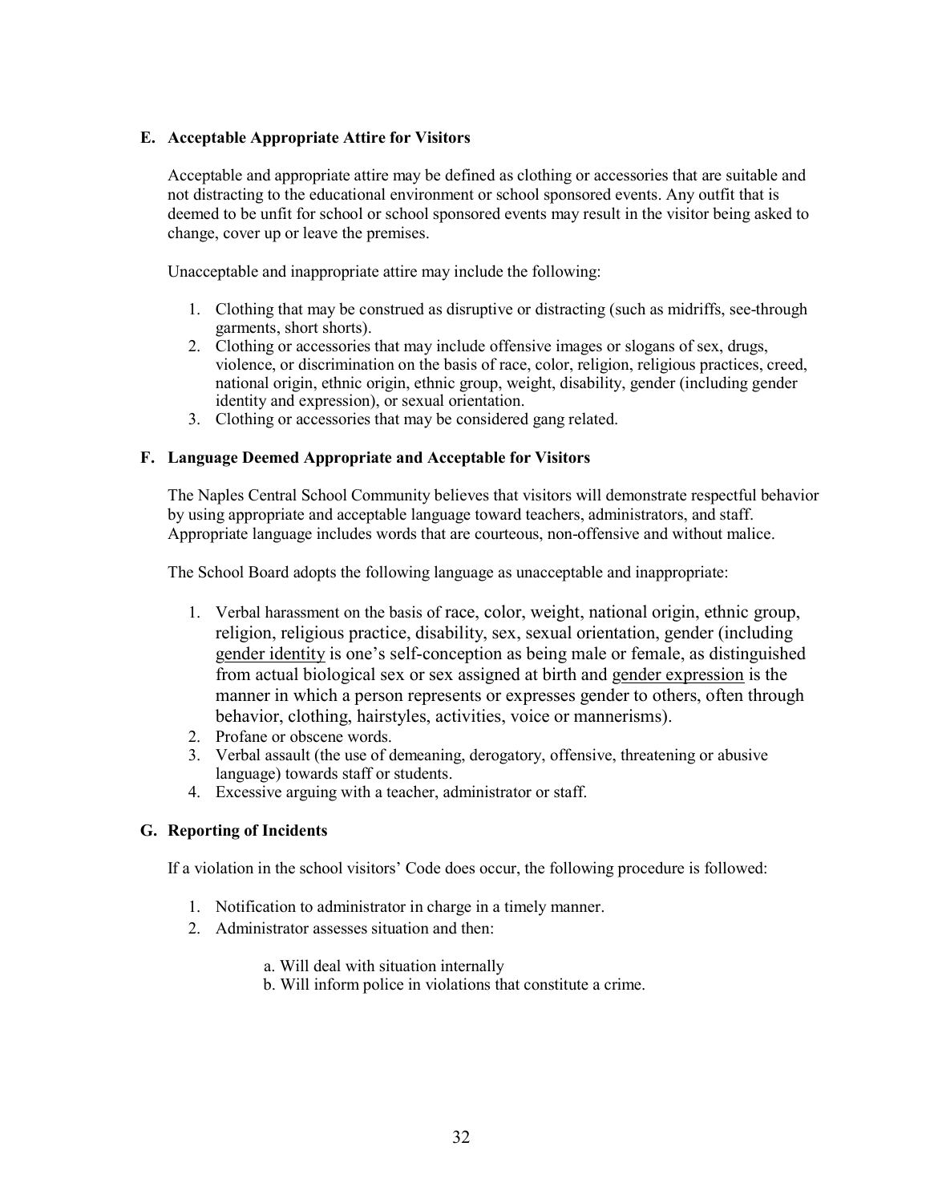### E. Acceptable Appropriate Attire for Visitors

Acceptable and appropriate attire may be defined as clothing or accessories that are suitable and not distracting to the educational environment or school sponsored events. Any outfit that is deemed to be unfit for school or school sponsored events may result in the visitor being asked to change, cover up or leave the premises.

Unacceptable and inappropriate attire may include the following:

1. Clothing that may be construed as disruptive or distracting (such as midriffs, see-through garments, short shorts).
2. Clothing or accessories that may include offensive images or slogans of sex, drugs, violence, or discrimination on the basis of race, color, religion, religious practices, creed, national origin, ethnic origin, ethnic group, weight, disability, gender (including gender identity and expression), or sexual orientation.
3. Clothing or accessories that may be considered gang related.

### F. Language Deemed Appropriate and Acceptable for Visitors

The Naples Central School Community believes that visitors will demonstrate respectful behavior by using appropriate and acceptable language toward teachers, administrators, and staff. Appropriate language includes words that are courteous, non-offensive and without malice.

The School Board adopts the following language as unacceptable and inappropriate:

1. Verbal harassment on the basis of race, color, weight, national origin, ethnic group, religion, religious practice, disability, sex, sexual orientation, gender (including gender identity is one's self-conception as being male or female, as distinguished from actual biological sex or sex assigned at birth and gender expression is the manner in which a person represents or expresses gender to others, often through behavior, clothing, hairstyles, activities, voice or mannerisms).
2. Profane or obscene words.
3. Verbal assault (the use of demeaning, derogatory, offensive, threatening or abusive language) towards staff or students.
4. Excessive arguing with a teacher, administrator or staff.

### G. Reporting of Incidents

If a violation in the school visitors' Code does occur, the following procedure is followed:

1. Notification to administrator in charge in a timely manner.
2. Administrator assesses situation and then:

   a. Will deal with situation internally
   b. Will inform police in violations that constitute a crime.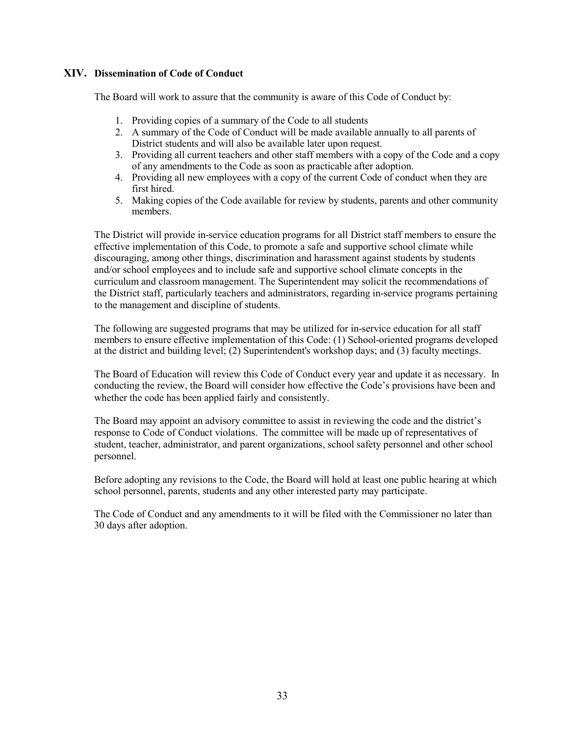## XIV. Dissemination of Code of Conduct

The Board will work to assure that the community is aware of this Code of Conduct by:

1. Providing copies of a summary of the Code to all students
2. A summary of the Code of Conduct will be made available annually to all parents of District students and will also be available later upon request.
3. Providing all current teachers and other staff members with a copy of the Code and a copy of any amendments to the Code as soon as practicable after adoption.
4. Providing all new employees with a copy of the current Code of conduct when they are first hired.
5. Making copies of the Code available for review by students, parents and other community members.

The District will provide in-service education programs for all District staff members to ensure the effective implementation of this Code, to promote a safe and supportive school climate while discouraging, among other things, discrimination and harassment against students by students and/or school employees and to include safe and supportive school climate concepts in the curriculum and classroom management. The Superintendent may solicit the recommendations of the District staff, particularly teachers and administrators, regarding in-service programs pertaining to the management and discipline of students.

The following are suggested programs that may be utilized for in-service education for all staff members to ensure effective implementation of this Code: (1) School-oriented programs developed at the district and building level; (2) Superintendent's workshop days; and (3) faculty meetings.

The Board of Education will review this Code of Conduct every year and update it as necessary. In conducting the review, the Board will consider how effective the Code's provisions have been and whether the code has been applied fairly and consistently.

The Board may appoint an advisory committee to assist in reviewing the code and the district's response to Code of Conduct violations. The committee will be made up of representatives of student, teacher, administrator, and parent organizations, school safety personnel and other school personnel.

Before adopting any revisions to the Code, the Board will hold at least one public hearing at which school personnel, parents, students and any other interested party may participate.

The Code of Conduct and any amendments to it will be filed with the Commissioner no later than 30 days after adoption.